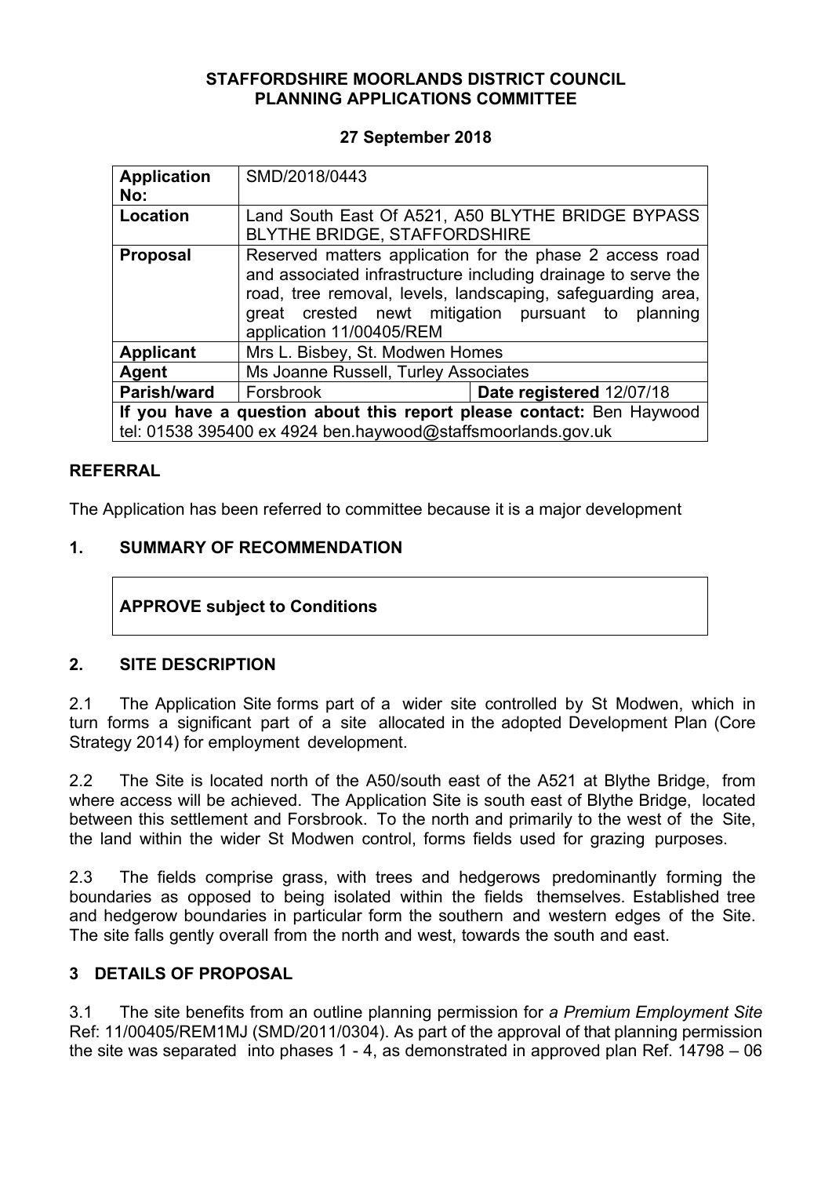**STAFFORDSHIRE MOORLANDS DISTRICT COUNCIL**
**PLANNING APPLICATIONS COMMITTEE**

**27 September 2018**

| **Application No:** | SMD/2018/0443 | |
|---|---|---|
| **Location** | Land South East Of A521, A50 BLYTHE BRIDGE BYPASS BLYTHE BRIDGE, STAFFORDSHIRE | |
| **Proposal** | Reserved matters application for the phase 2 access road and associated infrastructure including drainage to serve the road, tree removal, levels, landscaping, safeguarding area, great crested newt mitigation pursuant to planning application 11/00405/REM | |
| **Applicant** | Mrs L. Bisbey, St. Modwen Homes | |
| **Agent** | Ms Joanne Russell, Turley Associates | |
| **Parish/ward** | Forsbrook | **Date registered** 12/07/18 |
| **If you have a question about this report please contact:** Ben Haywood tel: 01538 395400 ex 4924 ben.haywood@staffsmoorlands.gov.uk | | |

## REFERRAL

The Application has been referred to committee because it is a major development

## 1. SUMMARY OF RECOMMENDATION

**APPROVE subject to Conditions**

## 2. SITE DESCRIPTION

2.1 The Application Site forms part of a wider site controlled by St Modwen, which in turn forms a significant part of a site allocated in the adopted Development Plan (Core Strategy 2014) for employment development.

2.2 The Site is located north of the A50/south east of the A521 at Blythe Bridge, from where access will be achieved. The Application Site is south east of Blythe Bridge, located between this settlement and Forsbrook. To the north and primarily to the west of the Site, the land within the wider St Modwen control, forms fields used for grazing purposes.

2.3 The fields comprise grass, with trees and hedgerows predominantly forming the boundaries as opposed to being isolated within the fields themselves. Established tree and hedgerow boundaries in particular form the southern and western edges of the Site. The site falls gently overall from the north and west, towards the south and east.

## 3 DETAILS OF PROPOSAL

3.1 The site benefits from an outline planning permission for *a Premium Employment Site* Ref: 11/00405/REM1MJ (SMD/2011/0304). As part of the approval of that planning permission the site was separated into phases 1 - 4, as demonstrated in approved plan Ref. 14798 – 06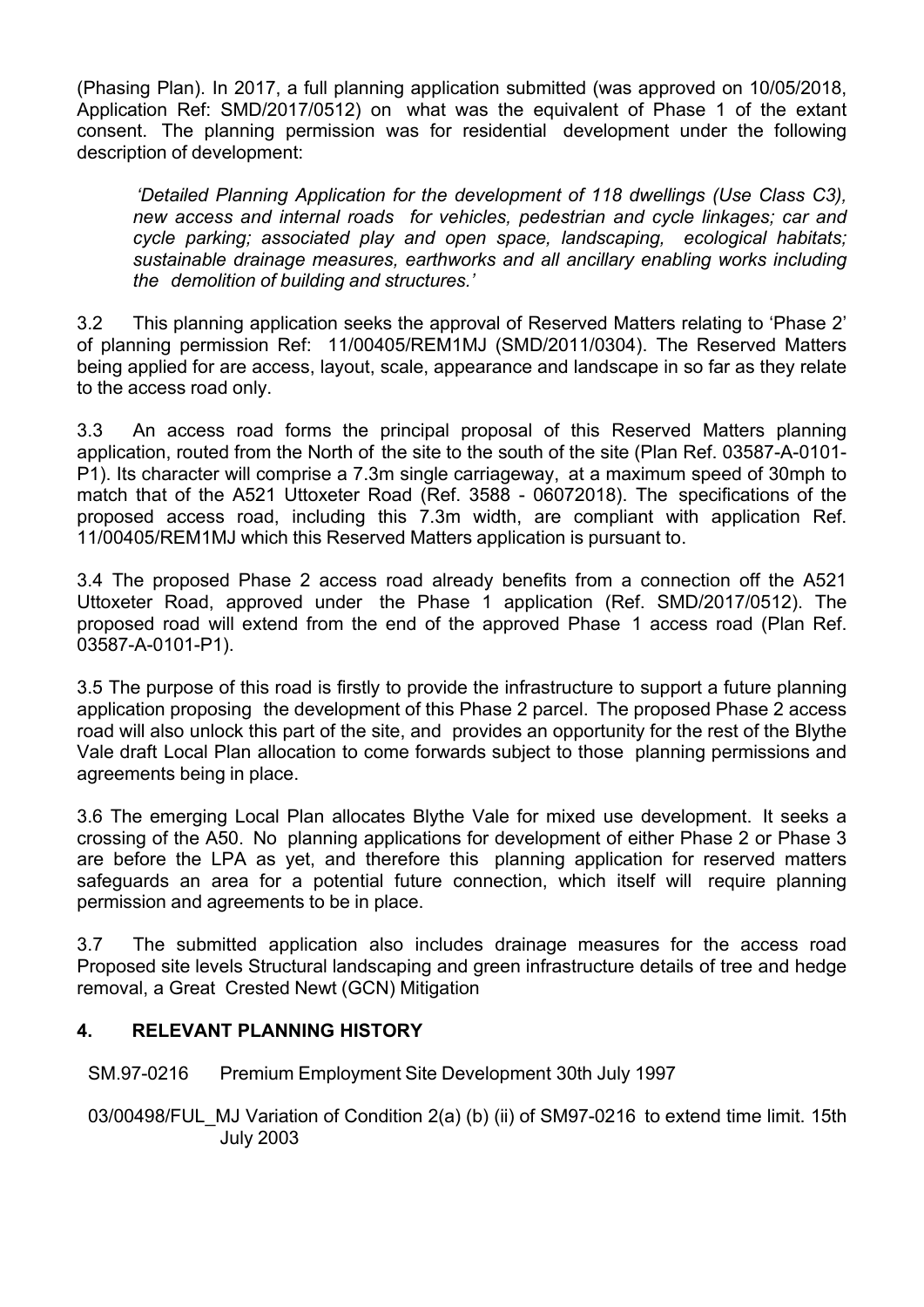(Phasing Plan). In 2017, a full planning application submitted (was approved on 10/05/2018, Application Ref: SMD/2017/0512) on what was the equivalent of Phase 1 of the extant consent. The planning permission was for residential development under the following description of development:

> *'Detailed Planning Application for the development of 118 dwellings (Use Class C3), new access and internal roads for vehicles, pedestrian and cycle linkages; car and cycle parking; associated play and open space, landscaping, ecological habitats; sustainable drainage measures, earthworks and all ancillary enabling works including the demolition of building and structures.'*

3.2 This planning application seeks the approval of Reserved Matters relating to 'Phase 2' of planning permission Ref: 11/00405/REM1MJ (SMD/2011/0304). The Reserved Matters being applied for are access, layout, scale, appearance and landscape in so far as they relate to the access road only.

3.3 An access road forms the principal proposal of this Reserved Matters planning application, routed from the North of the site to the south of the site (Plan Ref. 03587-A-0101-P1). Its character will comprise a 7.3m single carriageway, at a maximum speed of 30mph to match that of the A521 Uttoxeter Road (Ref. 3588 - 06072018). The specifications of the proposed access road, including this 7.3m width, are compliant with application Ref. 11/00405/REM1MJ which this Reserved Matters application is pursuant to.

3.4 The proposed Phase 2 access road already benefits from a connection off the A521 Uttoxeter Road, approved under the Phase 1 application (Ref. SMD/2017/0512). The proposed road will extend from the end of the approved Phase 1 access road (Plan Ref. 03587-A-0101-P1).

3.5 The purpose of this road is firstly to provide the infrastructure to support a future planning application proposing the development of this Phase 2 parcel. The proposed Phase 2 access road will also unlock this part of the site, and provides an opportunity for the rest of the Blythe Vale draft Local Plan allocation to come forwards subject to those planning permissions and agreements being in place.

3.6 The emerging Local Plan allocates Blythe Vale for mixed use development. It seeks a crossing of the A50. No planning applications for development of either Phase 2 or Phase 3 are before the LPA as yet, and therefore this planning application for reserved matters safeguards an area for a potential future connection, which itself will require planning permission and agreements to be in place.

3.7 The submitted application also includes drainage measures for the access road Proposed site levels Structural landscaping and green infrastructure details of tree and hedge removal, a Great Crested Newt (GCN) Mitigation

## 4. RELEVANT PLANNING HISTORY

SM.97-0216 Premium Employment Site Development 30th July 1997

03/00498/FUL_MJ Variation of Condition 2(a) (b) (ii) of SM97-0216 to extend time limit. 15th July 2003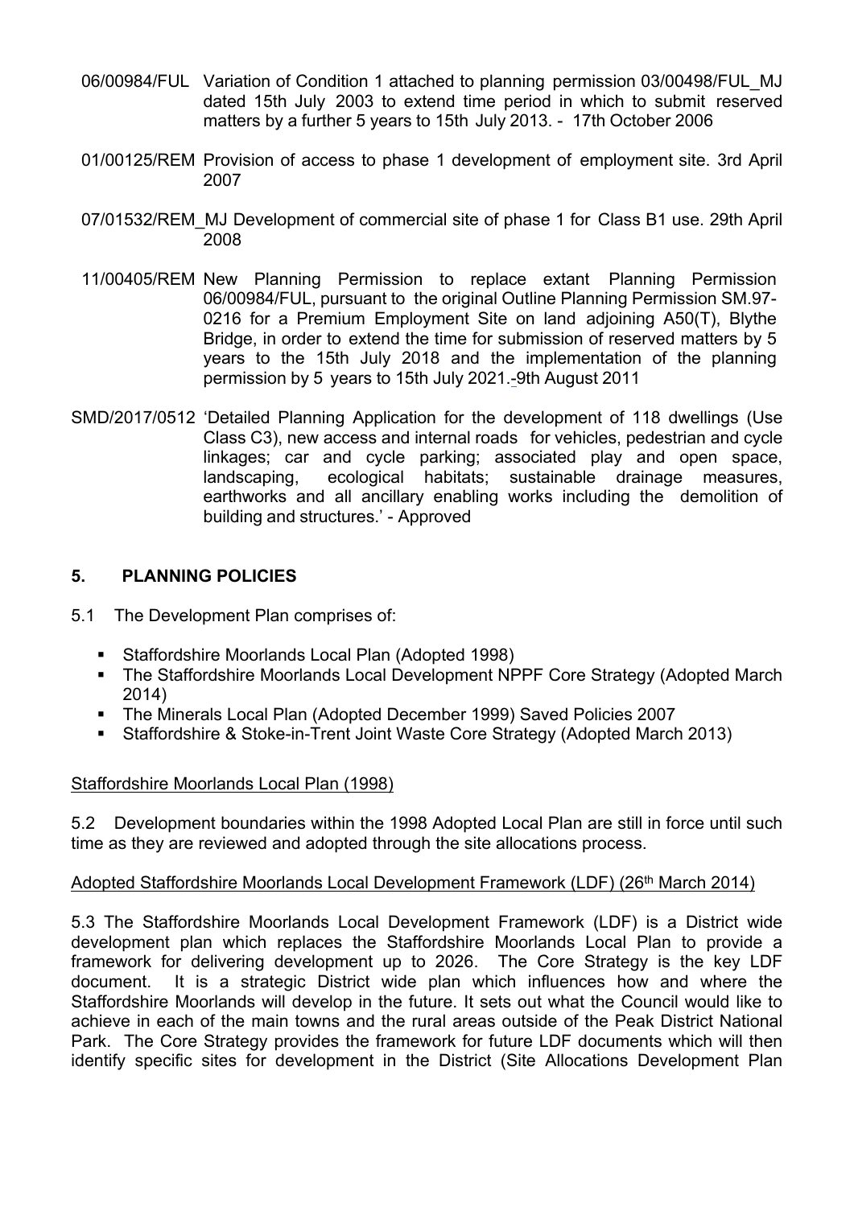06/00984/FUL Variation of Condition 1 attached to planning permission 03/00498/FUL_MJ dated 15th July 2003 to extend time period in which to submit reserved matters by a further 5 years to 15th July 2013. - 17th October 2006

01/00125/REM Provision of access to phase 1 development of employment site. 3rd April 2007

07/01532/REM_MJ Development of commercial site of phase 1 for Class B1 use. 29th April 2008

11/00405/REM New Planning Permission to replace extant Planning Permission 06/00984/FUL, pursuant to the original Outline Planning Permission SM.97-0216 for a Premium Employment Site on land adjoining A50(T), Blythe Bridge, in order to extend the time for submission of reserved matters by 5 years to the 15th July 2018 and the implementation of the planning permission by 5 years to 15th July 2021.-9th August 2011

SMD/2017/0512 'Detailed Planning Application for the development of 118 dwellings (Use Class C3), new access and internal roads for vehicles, pedestrian and cycle linkages; car and cycle parking; associated play and open space, landscaping, ecological habitats; sustainable drainage measures, earthworks and all ancillary enabling works including the demolition of building and structures.' - Approved

## 5. PLANNING POLICIES

5.1 The Development Plan comprises of:

- Staffordshire Moorlands Local Plan (Adopted 1998)
- The Staffordshire Moorlands Local Development NPPF Core Strategy (Adopted March 2014)
- The Minerals Local Plan (Adopted December 1999) Saved Policies 2007
- Staffordshire & Stoke-in-Trent Joint Waste Core Strategy (Adopted March 2013)

Staffordshire Moorlands Local Plan (1998)

5.2 Development boundaries within the 1998 Adopted Local Plan are still in force until such time as they are reviewed and adopted through the site allocations process.

Adopted Staffordshire Moorlands Local Development Framework (LDF) (26th March 2014)

5.3 The Staffordshire Moorlands Local Development Framework (LDF) is a District wide development plan which replaces the Staffordshire Moorlands Local Plan to provide a framework for delivering development up to 2026. The Core Strategy is the key LDF document. It is a strategic District wide plan which influences how and where the Staffordshire Moorlands will develop in the future. It sets out what the Council would like to achieve in each of the main towns and the rural areas outside of the Peak District National Park. The Core Strategy provides the framework for future LDF documents which will then identify specific sites for development in the District (Site Allocations Development Plan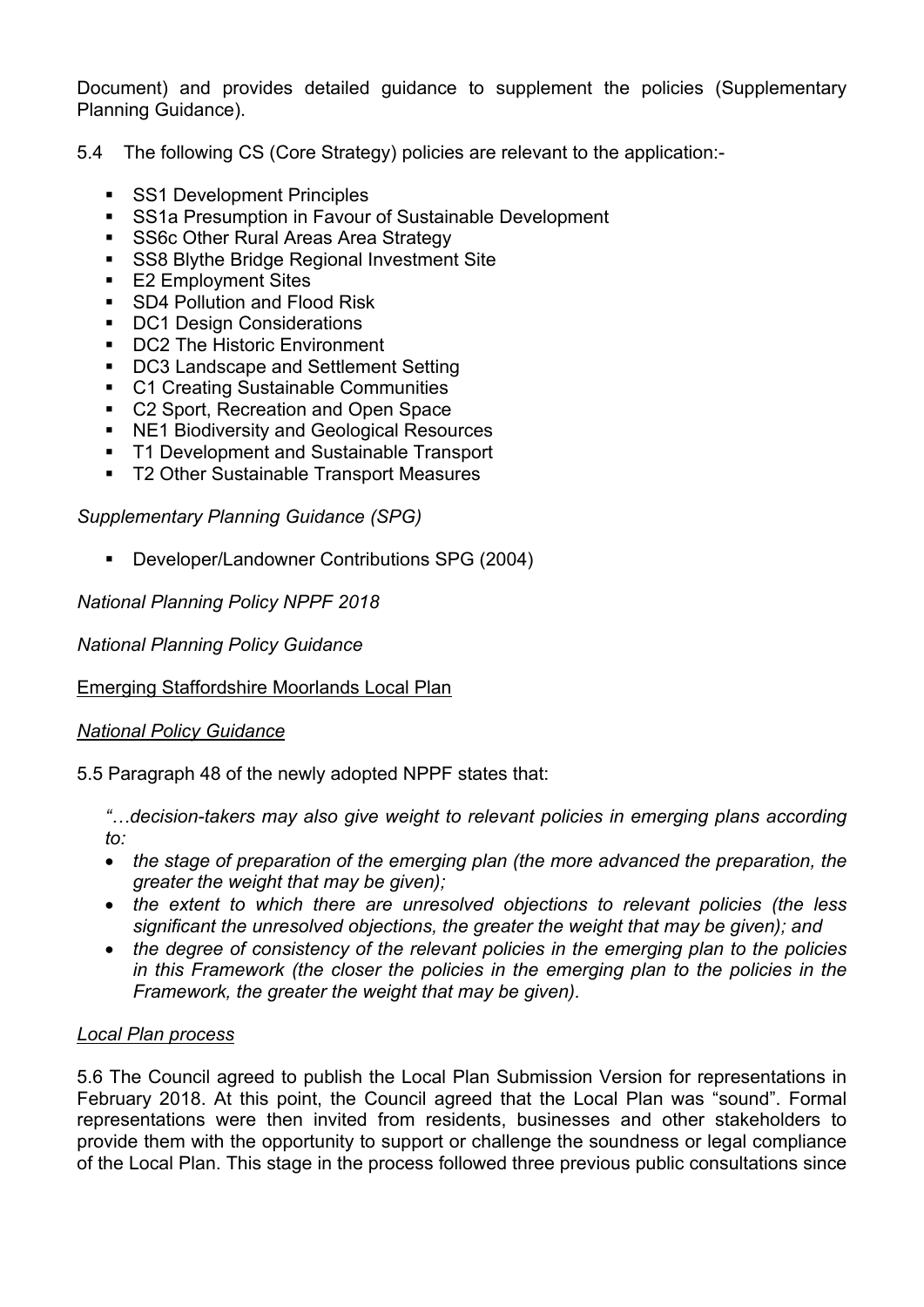Document) and provides detailed guidance to supplement the policies (Supplementary Planning Guidance).

5.4 The following CS (Core Strategy) policies are relevant to the application:-

- SS1 Development Principles
- SS1a Presumption in Favour of Sustainable Development
- SS6c Other Rural Areas Area Strategy
- SS8 Blythe Bridge Regional Investment Site
- E2 Employment Sites
- SD4 Pollution and Flood Risk
- DC1 Design Considerations
- DC2 The Historic Environment
- DC3 Landscape and Settlement Setting
- C1 Creating Sustainable Communities
- C2 Sport, Recreation and Open Space
- NE1 Biodiversity and Geological Resources
- T1 Development and Sustainable Transport
- T2 Other Sustainable Transport Measures

*Supplementary Planning Guidance (SPG)*

- Developer/Landowner Contributions SPG (2004)

*National Planning Policy NPPF 2018*

*National Planning Policy Guidance*

<u>Emerging Staffordshire Moorlands Local Plan</u>

<u>*National Policy Guidance*</u>

5.5 Paragraph 48 of the newly adopted NPPF states that:

*"…decision-takers may also give weight to relevant policies in emerging plans according to:*

- *the stage of preparation of the emerging plan (the more advanced the preparation, the greater the weight that may be given);*
- *the extent to which there are unresolved objections to relevant policies (the less significant the unresolved objections, the greater the weight that may be given); and*
- *the degree of consistency of the relevant policies in the emerging plan to the policies in this Framework (the closer the policies in the emerging plan to the policies in the Framework, the greater the weight that may be given).*

<u>*Local Plan process*</u>

5.6 The Council agreed to publish the Local Plan Submission Version for representations in February 2018. At this point, the Council agreed that the Local Plan was "sound". Formal representations were then invited from residents, businesses and other stakeholders to provide them with the opportunity to support or challenge the soundness or legal compliance of the Local Plan. This stage in the process followed three previous public consultations since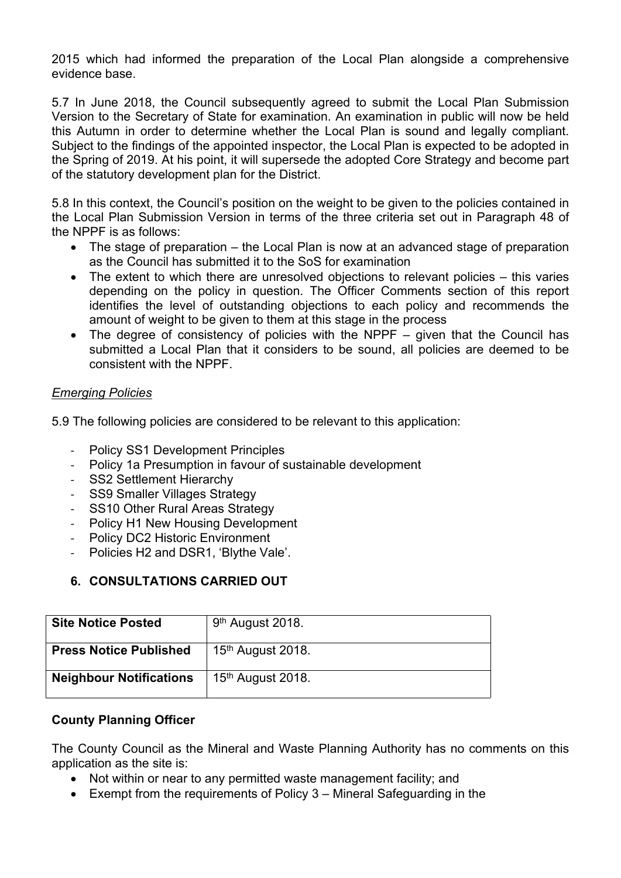2015 which had informed the preparation of the Local Plan alongside a comprehensive evidence base.

5.7 In June 2018, the Council subsequently agreed to submit the Local Plan Submission Version to the Secretary of State for examination. An examination in public will now be held this Autumn in order to determine whether the Local Plan is sound and legally compliant. Subject to the findings of the appointed inspector, the Local Plan is expected to be adopted in the Spring of 2019. At his point, it will supersede the adopted Core Strategy and become part of the statutory development plan for the District.

5.8 In this context, the Council's position on the weight to be given to the policies contained in the Local Plan Submission Version in terms of the three criteria set out in Paragraph 48 of the NPPF is as follows:

- The stage of preparation – the Local Plan is now at an advanced stage of preparation as the Council has submitted it to the SoS for examination
- The extent to which there are unresolved objections to relevant policies – this varies depending on the policy in question. The Officer Comments section of this report identifies the level of outstanding objections to each policy and recommends the amount of weight to be given to them at this stage in the process
- The degree of consistency of policies with the NPPF – given that the Council has submitted a Local Plan that it considers to be sound, all policies are deemed to be consistent with the NPPF.

*Emerging Policies*

5.9 The following policies are considered to be relevant to this application:

- Policy SS1 Development Principles
- Policy 1a Presumption in favour of sustainable development
- SS2 Settlement Hierarchy
- SS9 Smaller Villages Strategy
- SS10 Other Rural Areas Strategy
- Policy H1 New Housing Development
- Policy DC2 Historic Environment
- Policies H2 and DSR1, 'Blythe Vale'.

## 6. CONSULTATIONS CARRIED OUT

| **Site Notice Posted** | 9th August 2018. |
|---|---|
| **Press Notice Published** | 15th August 2018. |
| **Neighbour Notifications** | 15th August 2018. |

**County Planning Officer**

The County Council as the Mineral and Waste Planning Authority has no comments on this application as the site is:

- Not within or near to any permitted waste management facility; and
- Exempt from the requirements of Policy 3 – Mineral Safeguarding in the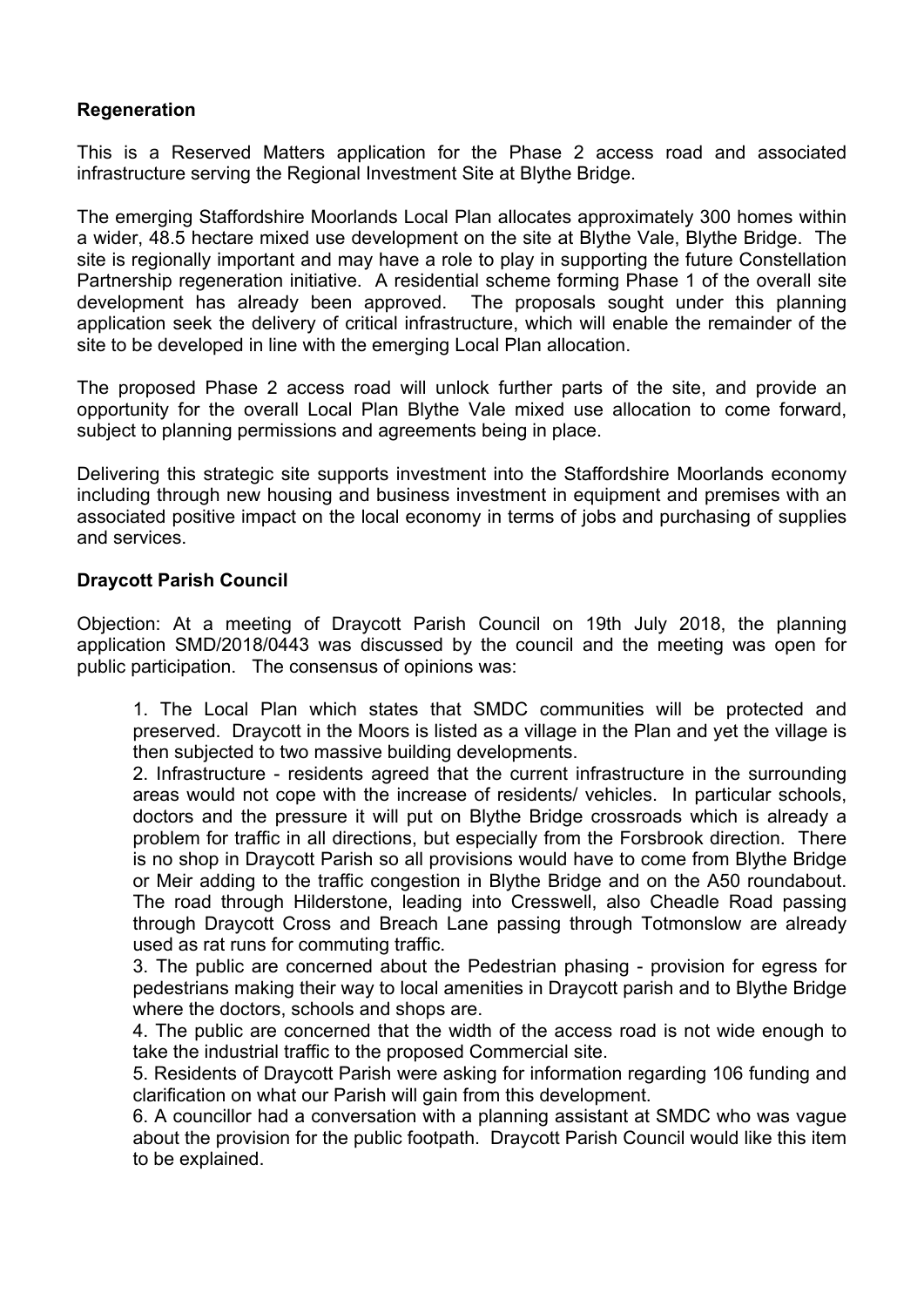**Regeneration**

This is a Reserved Matters application for the Phase 2 access road and associated infrastructure serving the Regional Investment Site at Blythe Bridge.

The emerging Staffordshire Moorlands Local Plan allocates approximately 300 homes within a wider, 48.5 hectare mixed use development on the site at Blythe Vale, Blythe Bridge. The site is regionally important and may have a role to play in supporting the future Constellation Partnership regeneration initiative. A residential scheme forming Phase 1 of the overall site development has already been approved. The proposals sought under this planning application seek the delivery of critical infrastructure, which will enable the remainder of the site to be developed in line with the emerging Local Plan allocation.

The proposed Phase 2 access road will unlock further parts of the site, and provide an opportunity for the overall Local Plan Blythe Vale mixed use allocation to come forward, subject to planning permissions and agreements being in place.

Delivering this strategic site supports investment into the Staffordshire Moorlands economy including through new housing and business investment in equipment and premises with an associated positive impact on the local economy in terms of jobs and purchasing of supplies and services.

**Draycott Parish Council**

Objection: At a meeting of Draycott Parish Council on 19th July 2018, the planning application SMD/2018/0443 was discussed by the council and the meeting was open for public participation. The consensus of opinions was:

1. The Local Plan which states that SMDC communities will be protected and preserved. Draycott in the Moors is listed as a village in the Plan and yet the village is then subjected to two massive building developments.
2. Infrastructure - residents agreed that the current infrastructure in the surrounding areas would not cope with the increase of residents/ vehicles. In particular schools, doctors and the pressure it will put on Blythe Bridge crossroads which is already a problem for traffic in all directions, but especially from the Forsbrook direction. There is no shop in Draycott Parish so all provisions would have to come from Blythe Bridge or Meir adding to the traffic congestion in Blythe Bridge and on the A50 roundabout. The road through Hilderstone, leading into Cresswell, also Cheadle Road passing through Draycott Cross and Breach Lane passing through Totmonslow are already used as rat runs for commuting traffic.
3. The public are concerned about the Pedestrian phasing - provision for egress for pedestrians making their way to local amenities in Draycott parish and to Blythe Bridge where the doctors, schools and shops are.
4. The public are concerned that the width of the access road is not wide enough to take the industrial traffic to the proposed Commercial site.
5. Residents of Draycott Parish were asking for information regarding 106 funding and clarification on what our Parish will gain from this development.
6. A councillor had a conversation with a planning assistant at SMDC who was vague about the provision for the public footpath. Draycott Parish Council would like this item to be explained.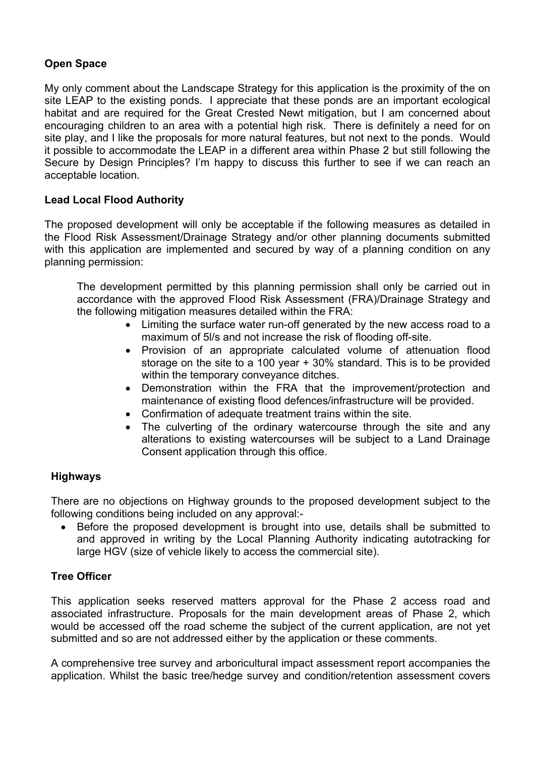**Open Space**

My only comment about the Landscape Strategy for this application is the proximity of the on site LEAP to the existing ponds. I appreciate that these ponds are an important ecological habitat and are required for the Great Crested Newt mitigation, but I am concerned about encouraging children to an area with a potential high risk. There is definitely a need for on site play, and I like the proposals for more natural features, but not next to the ponds. Would it possible to accommodate the LEAP in a different area within Phase 2 but still following the Secure by Design Principles? I'm happy to discuss this further to see if we can reach an acceptable location.

**Lead Local Flood Authority**

The proposed development will only be acceptable if the following measures as detailed in the Flood Risk Assessment/Drainage Strategy and/or other planning documents submitted with this application are implemented and secured by way of a planning condition on any planning permission:

> The development permitted by this planning permission shall only be carried out in accordance with the approved Flood Risk Assessment (FRA)/Drainage Strategy and the following mitigation measures detailed within the FRA:
>
> - Limiting the surface water run-off generated by the new access road to a maximum of 5l/s and not increase the risk of flooding off-site.
> - Provision of an appropriate calculated volume of attenuation flood storage on the site to a 100 year + 30% standard. This is to be provided within the temporary conveyance ditches.
> - Demonstration within the FRA that the improvement/protection and maintenance of existing flood defences/infrastructure will be provided.
> - Confirmation of adequate treatment trains within the site.
> - The culverting of the ordinary watercourse through the site and any alterations to existing watercourses will be subject to a Land Drainage Consent application through this office.

**Highways**

There are no objections on Highway grounds to the proposed development subject to the following conditions being included on any approval:-

- Before the proposed development is brought into use, details shall be submitted to and approved in writing by the Local Planning Authority indicating autotracking for large HGV (size of vehicle likely to access the commercial site).

**Tree Officer**

This application seeks reserved matters approval for the Phase 2 access road and associated infrastructure. Proposals for the main development areas of Phase 2, which would be accessed off the road scheme the subject of the current application, are not yet submitted and so are not addressed either by the application or these comments.

A comprehensive tree survey and arboricultural impact assessment report accompanies the application. Whilst the basic tree/hedge survey and condition/retention assessment covers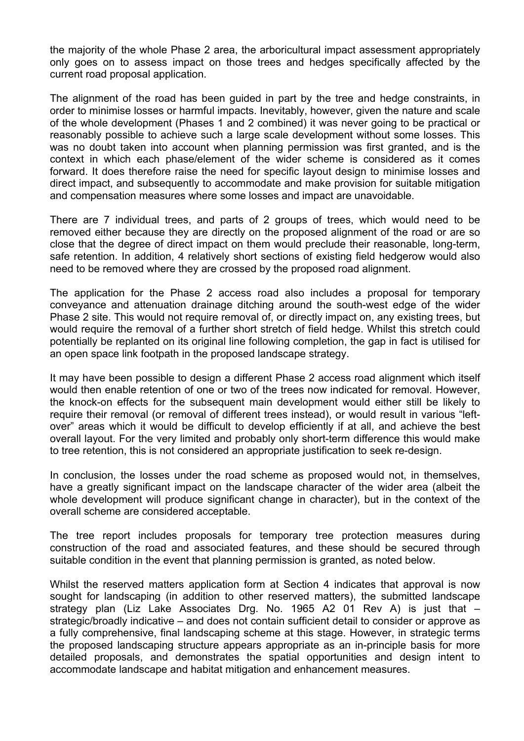the majority of the whole Phase 2 area, the arboricultural impact assessment appropriately only goes on to assess impact on those trees and hedges specifically affected by the current road proposal application.

The alignment of the road has been guided in part by the tree and hedge constraints, in order to minimise losses or harmful impacts. Inevitably, however, given the nature and scale of the whole development (Phases 1 and 2 combined) it was never going to be practical or reasonably possible to achieve such a large scale development without some losses. This was no doubt taken into account when planning permission was first granted, and is the context in which each phase/element of the wider scheme is considered as it comes forward. It does therefore raise the need for specific layout design to minimise losses and direct impact, and subsequently to accommodate and make provision for suitable mitigation and compensation measures where some losses and impact are unavoidable.

There are 7 individual trees, and parts of 2 groups of trees, which would need to be removed either because they are directly on the proposed alignment of the road or are so close that the degree of direct impact on them would preclude their reasonable, long-term, safe retention. In addition, 4 relatively short sections of existing field hedgerow would also need to be removed where they are crossed by the proposed road alignment.

The application for the Phase 2 access road also includes a proposal for temporary conveyance and attenuation drainage ditching around the south-west edge of the wider Phase 2 site. This would not require removal of, or directly impact on, any existing trees, but would require the removal of a further short stretch of field hedge. Whilst this stretch could potentially be replanted on its original line following completion, the gap in fact is utilised for an open space link footpath in the proposed landscape strategy.

It may have been possible to design a different Phase 2 access road alignment which itself would then enable retention of one or two of the trees now indicated for removal. However, the knock-on effects for the subsequent main development would either still be likely to require their removal (or removal of different trees instead), or would result in various "left-over" areas which it would be difficult to develop efficiently if at all, and achieve the best overall layout. For the very limited and probably only short-term difference this would make to tree retention, this is not considered an appropriate justification to seek re-design.

In conclusion, the losses under the road scheme as proposed would not, in themselves, have a greatly significant impact on the landscape character of the wider area (albeit the whole development will produce significant change in character), but in the context of the overall scheme are considered acceptable.

The tree report includes proposals for temporary tree protection measures during construction of the road and associated features, and these should be secured through suitable condition in the event that planning permission is granted, as noted below.

Whilst the reserved matters application form at Section 4 indicates that approval is now sought for landscaping (in addition to other reserved matters), the submitted landscape strategy plan (Liz Lake Associates Drg. No. 1965 A2 01 Rev A) is just that – strategic/broadly indicative – and does not contain sufficient detail to consider or approve as a fully comprehensive, final landscaping scheme at this stage. However, in strategic terms the proposed landscaping structure appears appropriate as an in-principle basis for more detailed proposals, and demonstrates the spatial opportunities and design intent to accommodate landscape and habitat mitigation and enhancement measures.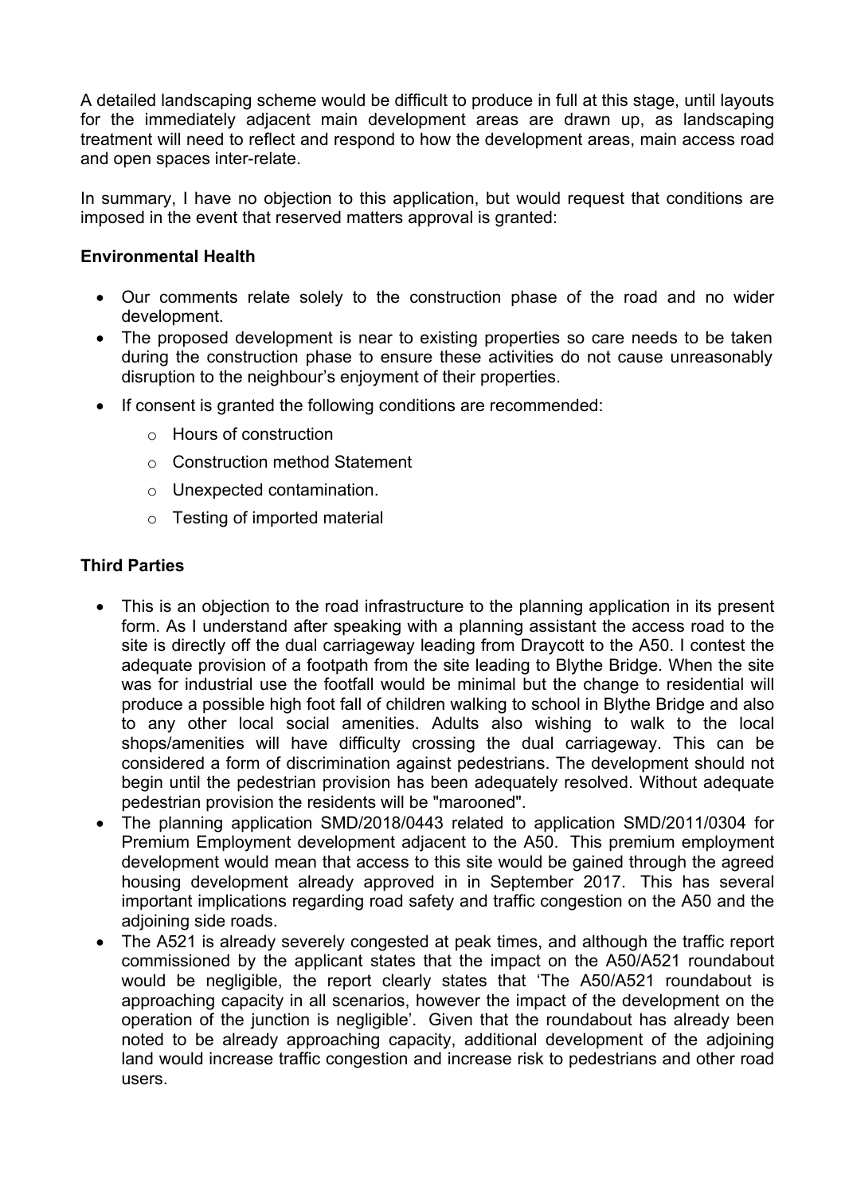A detailed landscaping scheme would be difficult to produce in full at this stage, until layouts for the immediately adjacent main development areas are drawn up, as landscaping treatment will need to reflect and respond to how the development areas, main access road and open spaces inter-relate.

In summary, I have no objection to this application, but would request that conditions are imposed in the event that reserved matters approval is granted:

**Environmental Health**

- Our comments relate solely to the construction phase of the road and no wider development.
- The proposed development is near to existing properties so care needs to be taken during the construction phase to ensure these activities do not cause unreasonably disruption to the neighbour's enjoyment of their properties.
- If consent is granted the following conditions are recommended:
    - Hours of construction
    - Construction method Statement
    - Unexpected contamination.
    - Testing of imported material

**Third Parties**

- This is an objection to the road infrastructure to the planning application in its present form. As I understand after speaking with a planning assistant the access road to the site is directly off the dual carriageway leading from Draycott to the A50. I contest the adequate provision of a footpath from the site leading to Blythe Bridge. When the site was for industrial use the footfall would be minimal but the change to residential will produce a possible high foot fall of children walking to school in Blythe Bridge and also to any other local social amenities. Adults also wishing to walk to the local shops/amenities will have difficulty crossing the dual carriageway. This can be considered a form of discrimination against pedestrians. The development should not begin until the pedestrian provision has been adequately resolved. Without adequate pedestrian provision the residents will be "marooned".
- The planning application SMD/2018/0443 related to application SMD/2011/0304 for Premium Employment development adjacent to the A50. This premium employment development would mean that access to this site would be gained through the agreed housing development already approved in in September 2017. This has several important implications regarding road safety and traffic congestion on the A50 and the adjoining side roads.
- The A521 is already severely congested at peak times, and although the traffic report commissioned by the applicant states that the impact on the A50/A521 roundabout would be negligible, the report clearly states that 'The A50/A521 roundabout is approaching capacity in all scenarios, however the impact of the development on the operation of the junction is negligible'. Given that the roundabout has already been noted to be already approaching capacity, additional development of the adjoining land would increase traffic congestion and increase risk to pedestrians and other road users.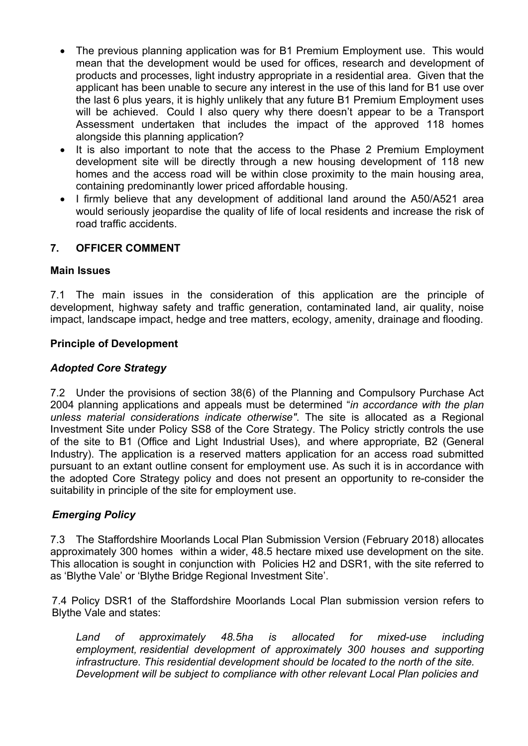- The previous planning application was for B1 Premium Employment use. This would mean that the development would be used for offices, research and development of products and processes, light industry appropriate in a residential area. Given that the applicant has been unable to secure any interest in the use of this land for B1 use over the last 6 plus years, it is highly unlikely that any future B1 Premium Employment uses will be achieved. Could I also query why there doesn't appear to be a Transport Assessment undertaken that includes the impact of the approved 118 homes alongside this planning application?
- It is also important to note that the access to the Phase 2 Premium Employment development site will be directly through a new housing development of 118 new homes and the access road will be within close proximity to the main housing area, containing predominantly lower priced affordable housing.
- I firmly believe that any development of additional land around the A50/A521 area would seriously jeopardise the quality of life of local residents and increase the risk of road traffic accidents.

## 7. OFFICER COMMENT

### Main Issues

7.1 The main issues in the consideration of this application are the principle of development, highway safety and traffic generation, contaminated land, air quality, noise impact, landscape impact, hedge and tree matters, ecology, amenity, drainage and flooding.

### Principle of Development

#### *Adopted Core Strategy*

7.2 Under the provisions of section 38(6) of the Planning and Compulsory Purchase Act 2004 planning applications and appeals must be determined "*in accordance with the plan unless material considerations indicate otherwise"*. The site is allocated as a Regional Investment Site under Policy SS8 of the Core Strategy. The Policy strictly controls the use of the site to B1 (Office and Light Industrial Uses), and where appropriate, B2 (General Industry). The application is a reserved matters application for an access road submitted pursuant to an extant outline consent for employment use. As such it is in accordance with the adopted Core Strategy policy and does not present an opportunity to re-consider the suitability in principle of the site for employment use.

#### *Emerging Policy*

7.3 The Staffordshire Moorlands Local Plan Submission Version (February 2018) allocates approximately 300 homes within a wider, 48.5 hectare mixed use development on the site. This allocation is sought in conjunction with Policies H2 and DSR1, with the site referred to as 'Blythe Vale' or 'Blythe Bridge Regional Investment Site'.

7.4 Policy DSR1 of the Staffordshire Moorlands Local Plan submission version refers to Blythe Vale and states:

> *Land of approximately 48.5ha is allocated for mixed-use including employment, residential development of approximately 300 houses and supporting infrastructure. This residential development should be located to the north of the site. Development will be subject to compliance with other relevant Local Plan policies and*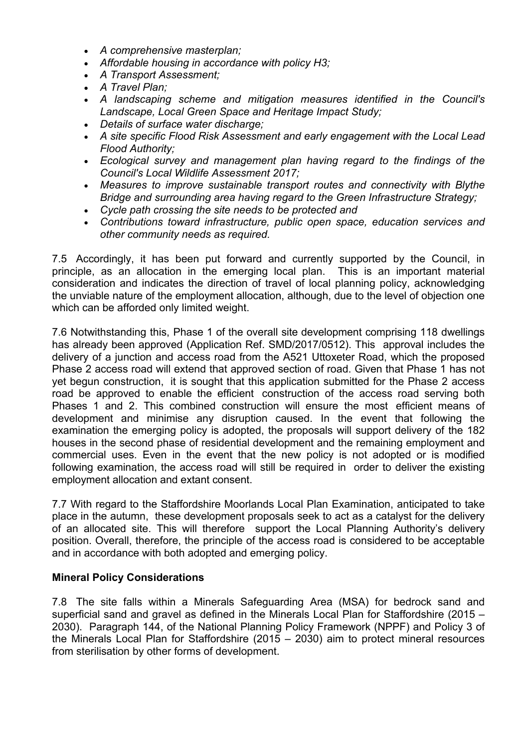- *A comprehensive masterplan;*
- *Affordable housing in accordance with policy H3;*
- *A Transport Assessment;*
- *A Travel Plan;*
- *A landscaping scheme and mitigation measures identified in the Council's Landscape, Local Green Space and Heritage Impact Study;*
- *Details of surface water discharge;*
- *A site specific Flood Risk Assessment and early engagement with the Local Lead Flood Authority;*
- *Ecological survey and management plan having regard to the findings of the Council's Local Wildlife Assessment 2017;*
- *Measures to improve sustainable transport routes and connectivity with Blythe Bridge and surrounding area having regard to the Green Infrastructure Strategy;*
- *Cycle path crossing the site needs to be protected and*
- *Contributions toward infrastructure, public open space, education services and other community needs as required.*

7.5 Accordingly, it has been put forward and currently supported by the Council, in principle, as an allocation in the emerging local plan. This is an important material consideration and indicates the direction of travel of local planning policy, acknowledging the unviable nature of the employment allocation, although, due to the level of objection one which can be afforded only limited weight.

7.6 Notwithstanding this, Phase 1 of the overall site development comprising 118 dwellings has already been approved (Application Ref. SMD/2017/0512). This approval includes the delivery of a junction and access road from the A521 Uttoxeter Road, which the proposed Phase 2 access road will extend that approved section of road. Given that Phase 1 has not yet begun construction, it is sought that this application submitted for the Phase 2 access road be approved to enable the efficient construction of the access road serving both Phases 1 and 2. This combined construction will ensure the most efficient means of development and minimise any disruption caused. In the event that following the examination the emerging policy is adopted, the proposals will support delivery of the 182 houses in the second phase of residential development and the remaining employment and commercial uses. Even in the event that the new policy is not adopted or is modified following examination, the access road will still be required in order to deliver the existing employment allocation and extant consent.

7.7 With regard to the Staffordshire Moorlands Local Plan Examination, anticipated to take place in the autumn, these development proposals seek to act as a catalyst for the delivery of an allocated site. This will therefore support the Local Planning Authority's delivery position. Overall, therefore, the principle of the access road is considered to be acceptable and in accordance with both adopted and emerging policy.

**Mineral Policy Considerations**

7.8 The site falls within a Minerals Safeguarding Area (MSA) for bedrock sand and superficial sand and gravel as defined in the Minerals Local Plan for Staffordshire (2015 – 2030). Paragraph 144, of the National Planning Policy Framework (NPPF) and Policy 3 of the Minerals Local Plan for Staffordshire (2015 – 2030) aim to protect mineral resources from sterilisation by other forms of development.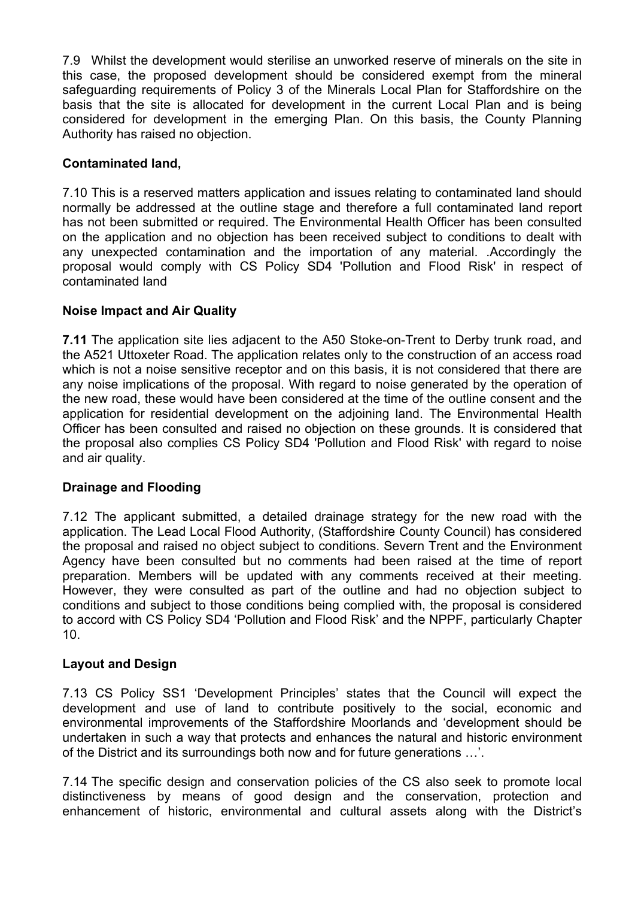7.9 Whilst the development would sterilise an unworked reserve of minerals on the site in this case, the proposed development should be considered exempt from the mineral safeguarding requirements of Policy 3 of the Minerals Local Plan for Staffordshire on the basis that the site is allocated for development in the current Local Plan and is being considered for development in the emerging Plan. On this basis, the County Planning Authority has raised no objection.

**Contaminated land,**

7.10 This is a reserved matters application and issues relating to contaminated land should normally be addressed at the outline stage and therefore a full contaminated land report has not been submitted or required. The Environmental Health Officer has been consulted on the application and no objection has been received subject to conditions to dealt with any unexpected contamination and the importation of any material. .Accordingly the proposal would comply with CS Policy SD4 'Pollution and Flood Risk' in respect of contaminated land

**Noise Impact and Air Quality**

**7.11** The application site lies adjacent to the A50 Stoke-on-Trent to Derby trunk road, and the A521 Uttoxeter Road. The application relates only to the construction of an access road which is not a noise sensitive receptor and on this basis, it is not considered that there are any noise implications of the proposal. With regard to noise generated by the operation of the new road, these would have been considered at the time of the outline consent and the application for residential development on the adjoining land. The Environmental Health Officer has been consulted and raised no objection on these grounds. It is considered that the proposal also complies CS Policy SD4 'Pollution and Flood Risk' with regard to noise and air quality.

**Drainage and Flooding**

7.12 The applicant submitted, a detailed drainage strategy for the new road with the application. The Lead Local Flood Authority, (Staffordshire County Council) has considered the proposal and raised no object subject to conditions. Severn Trent and the Environment Agency have been consulted but no comments had been raised at the time of report preparation. Members will be updated with any comments received at their meeting. However, they were consulted as part of the outline and had no objection subject to conditions and subject to those conditions being complied with, the proposal is considered to accord with CS Policy SD4 'Pollution and Flood Risk' and the NPPF, particularly Chapter 10.

**Layout and Design**

7.13 CS Policy SS1 'Development Principles' states that the Council will expect the development and use of land to contribute positively to the social, economic and environmental improvements of the Staffordshire Moorlands and 'development should be undertaken in such a way that protects and enhances the natural and historic environment of the District and its surroundings both now and for future generations …'.

7.14 The specific design and conservation policies of the CS also seek to promote local distinctiveness by means of good design and the conservation, protection and enhancement of historic, environmental and cultural assets along with the District's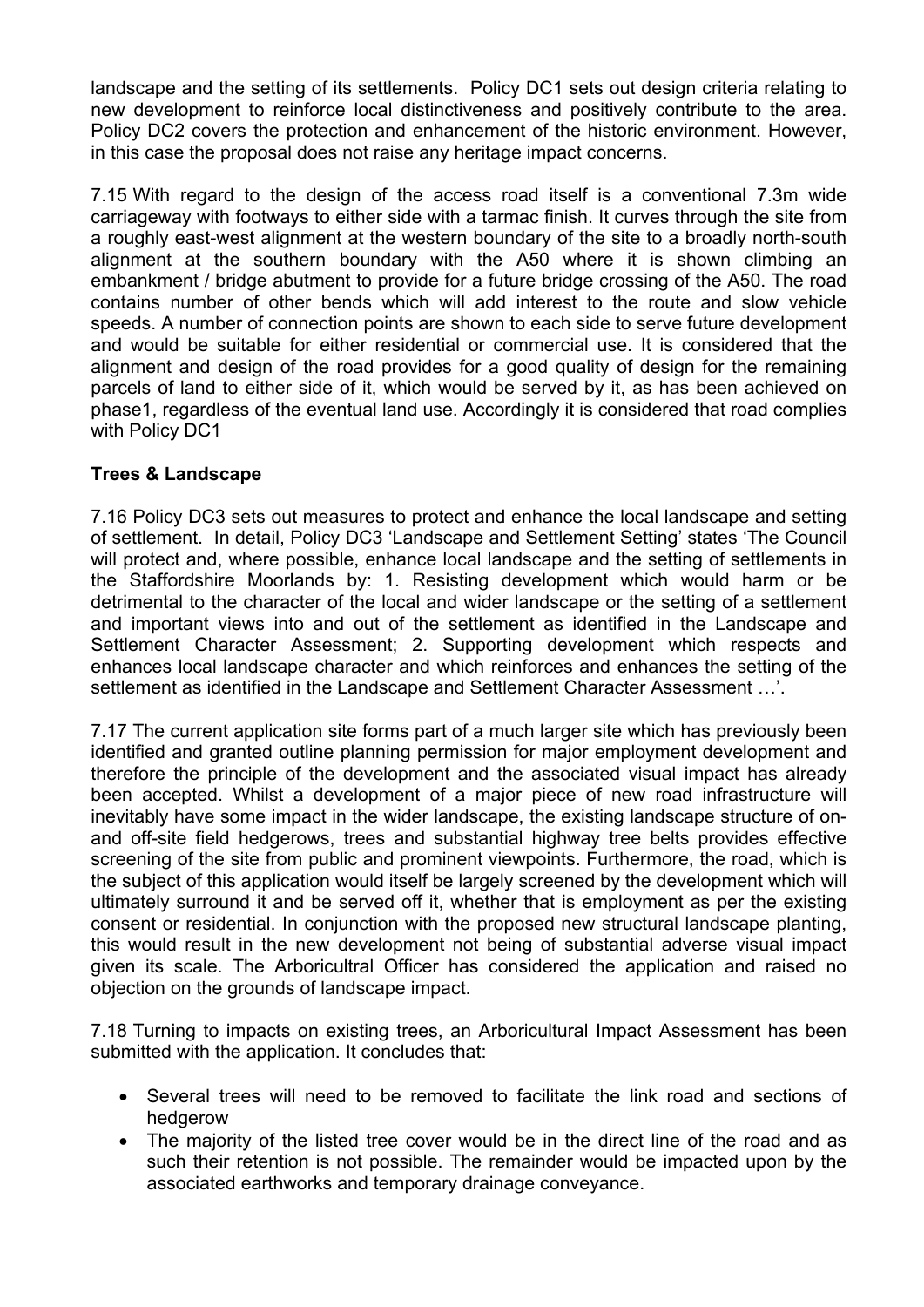landscape and the setting of its settlements. Policy DC1 sets out design criteria relating to new development to reinforce local distinctiveness and positively contribute to the area. Policy DC2 covers the protection and enhancement of the historic environment. However, in this case the proposal does not raise any heritage impact concerns.

7.15 With regard to the design of the access road itself is a conventional 7.3m wide carriageway with footways to either side with a tarmac finish. It curves through the site from a roughly east-west alignment at the western boundary of the site to a broadly north-south alignment at the southern boundary with the A50 where it is shown climbing an embankment / bridge abutment to provide for a future bridge crossing of the A50. The road contains number of other bends which will add interest to the route and slow vehicle speeds. A number of connection points are shown to each side to serve future development and would be suitable for either residential or commercial use. It is considered that the alignment and design of the road provides for a good quality of design for the remaining parcels of land to either side of it, which would be served by it, as has been achieved on phase1, regardless of the eventual land use. Accordingly it is considered that road complies with Policy DC1

**Trees & Landscape**

7.16 Policy DC3 sets out measures to protect and enhance the local landscape and setting of settlement. In detail, Policy DC3 'Landscape and Settlement Setting' states 'The Council will protect and, where possible, enhance local landscape and the setting of settlements in the Staffordshire Moorlands by: 1. Resisting development which would harm or be detrimental to the character of the local and wider landscape or the setting of a settlement and important views into and out of the settlement as identified in the Landscape and Settlement Character Assessment; 2. Supporting development which respects and enhances local landscape character and which reinforces and enhances the setting of the settlement as identified in the Landscape and Settlement Character Assessment …'.

7.17 The current application site forms part of a much larger site which has previously been identified and granted outline planning permission for major employment development and therefore the principle of the development and the associated visual impact has already been accepted. Whilst a development of a major piece of new road infrastructure will inevitably have some impact in the wider landscape, the existing landscape structure of on- and off-site field hedgerows, trees and substantial highway tree belts provides effective screening of the site from public and prominent viewpoints. Furthermore, the road, which is the subject of this application would itself be largely screened by the development which will ultimately surround it and be served off it, whether that is employment as per the existing consent or residential. In conjunction with the proposed new structural landscape planting, this would result in the new development not being of substantial adverse visual impact given its scale. The Arboricultral Officer has considered the application and raised no objection on the grounds of landscape impact.

7.18 Turning to impacts on existing trees, an Arboricultural Impact Assessment has been submitted with the application. It concludes that:

- Several trees will need to be removed to facilitate the link road and sections of hedgerow
- The majority of the listed tree cover would be in the direct line of the road and as such their retention is not possible. The remainder would be impacted upon by the associated earthworks and temporary drainage conveyance.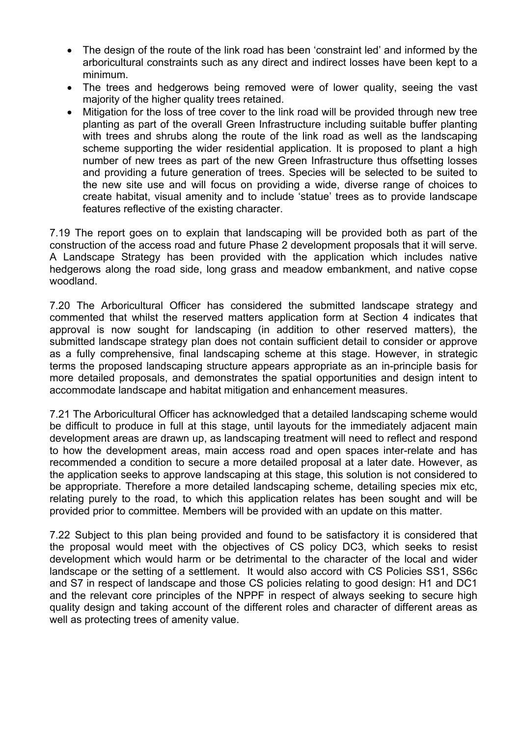- The design of the route of the link road has been 'constraint led' and informed by the arboricultural constraints such as any direct and indirect losses have been kept to a minimum.
- The trees and hedgerows being removed were of lower quality, seeing the vast majority of the higher quality trees retained.
- Mitigation for the loss of tree cover to the link road will be provided through new tree planting as part of the overall Green Infrastructure including suitable buffer planting with trees and shrubs along the route of the link road as well as the landscaping scheme supporting the wider residential application. It is proposed to plant a high number of new trees as part of the new Green Infrastructure thus offsetting losses and providing a future generation of trees. Species will be selected to be suited to the new site use and will focus on providing a wide, diverse range of choices to create habitat, visual amenity and to include 'statue' trees as to provide landscape features reflective of the existing character.

7.19 The report goes on to explain that landscaping will be provided both as part of the construction of the access road and future Phase 2 development proposals that it will serve. A Landscape Strategy has been provided with the application which includes native hedgerows along the road side, long grass and meadow embankment, and native copse woodland.

7.20 The Arboricultural Officer has considered the submitted landscape strategy and commented that whilst the reserved matters application form at Section 4 indicates that approval is now sought for landscaping (in addition to other reserved matters), the submitted landscape strategy plan does not contain sufficient detail to consider or approve as a fully comprehensive, final landscaping scheme at this stage. However, in strategic terms the proposed landscaping structure appears appropriate as an in-principle basis for more detailed proposals, and demonstrates the spatial opportunities and design intent to accommodate landscape and habitat mitigation and enhancement measures.

7.21 The Arboricultural Officer has acknowledged that a detailed landscaping scheme would be difficult to produce in full at this stage, until layouts for the immediately adjacent main development areas are drawn up, as landscaping treatment will need to reflect and respond to how the development areas, main access road and open spaces inter-relate and has recommended a condition to secure a more detailed proposal at a later date. However, as the application seeks to approve landscaping at this stage, this solution is not considered to be appropriate. Therefore a more detailed landscaping scheme, detailing species mix etc, relating purely to the road, to which this application relates has been sought and will be provided prior to committee. Members will be provided with an update on this matter.

7.22 Subject to this plan being provided and found to be satisfactory it is considered that the proposal would meet with the objectives of CS policy DC3, which seeks to resist development which would harm or be detrimental to the character of the local and wider landscape or the setting of a settlement. It would also accord with CS Policies SS1, SS6c and S7 in respect of landscape and those CS policies relating to good design: H1 and DC1 and the relevant core principles of the NPPF in respect of always seeking to secure high quality design and taking account of the different roles and character of different areas as well as protecting trees of amenity value.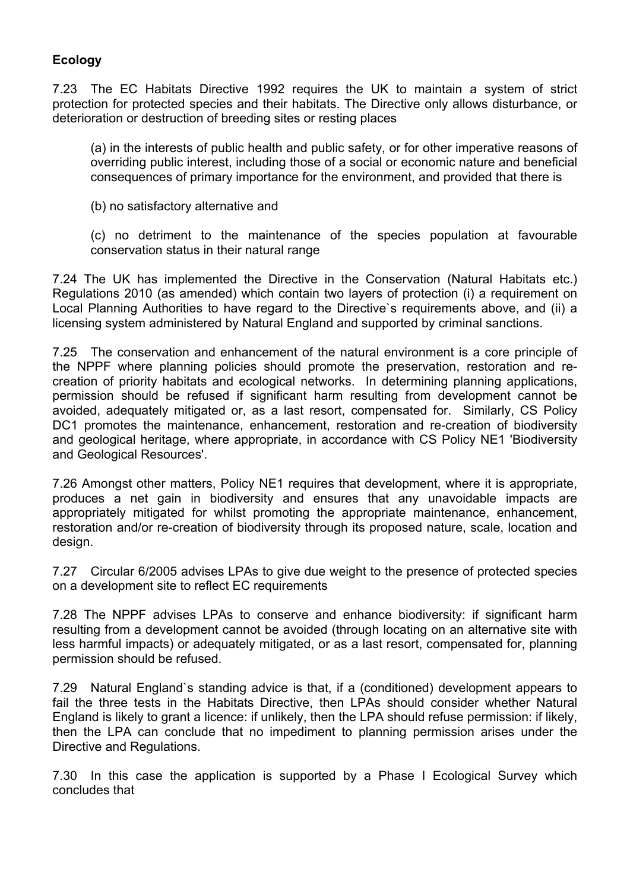**Ecology**

7.23 The EC Habitats Directive 1992 requires the UK to maintain a system of strict protection for protected species and their habitats. The Directive only allows disturbance, or deterioration or destruction of breeding sites or resting places

> (a) in the interests of public health and public safety, or for other imperative reasons of overriding public interest, including those of a social or economic nature and beneficial consequences of primary importance for the environment, and provided that there is
>
> (b) no satisfactory alternative and
>
> (c) no detriment to the maintenance of the species population at favourable conservation status in their natural range

7.24 The UK has implemented the Directive in the Conservation (Natural Habitats etc.) Regulations 2010 (as amended) which contain two layers of protection (i) a requirement on Local Planning Authorities to have regard to the Directive`s requirements above, and (ii) a licensing system administered by Natural England and supported by criminal sanctions.

7.25 The conservation and enhancement of the natural environment is a core principle of the NPPF where planning policies should promote the preservation, restoration and re-creation of priority habitats and ecological networks. In determining planning applications, permission should be refused if significant harm resulting from development cannot be avoided, adequately mitigated or, as a last resort, compensated for. Similarly, CS Policy DC1 promotes the maintenance, enhancement, restoration and re-creation of biodiversity and geological heritage, where appropriate, in accordance with CS Policy NE1 'Biodiversity and Geological Resources'.

7.26 Amongst other matters, Policy NE1 requires that development, where it is appropriate, produces a net gain in biodiversity and ensures that any unavoidable impacts are appropriately mitigated for whilst promoting the appropriate maintenance, enhancement, restoration and/or re-creation of biodiversity through its proposed nature, scale, location and design.

7.27 Circular 6/2005 advises LPAs to give due weight to the presence of protected species on a development site to reflect EC requirements

7.28 The NPPF advises LPAs to conserve and enhance biodiversity: if significant harm resulting from a development cannot be avoided (through locating on an alternative site with less harmful impacts) or adequately mitigated, or as a last resort, compensated for, planning permission should be refused.

7.29 Natural England`s standing advice is that, if a (conditioned) development appears to fail the three tests in the Habitats Directive, then LPAs should consider whether Natural England is likely to grant a licence: if unlikely, then the LPA should refuse permission: if likely, then the LPA can conclude that no impediment to planning permission arises under the Directive and Regulations.

7.30 In this case the application is supported by a Phase I Ecological Survey which concludes that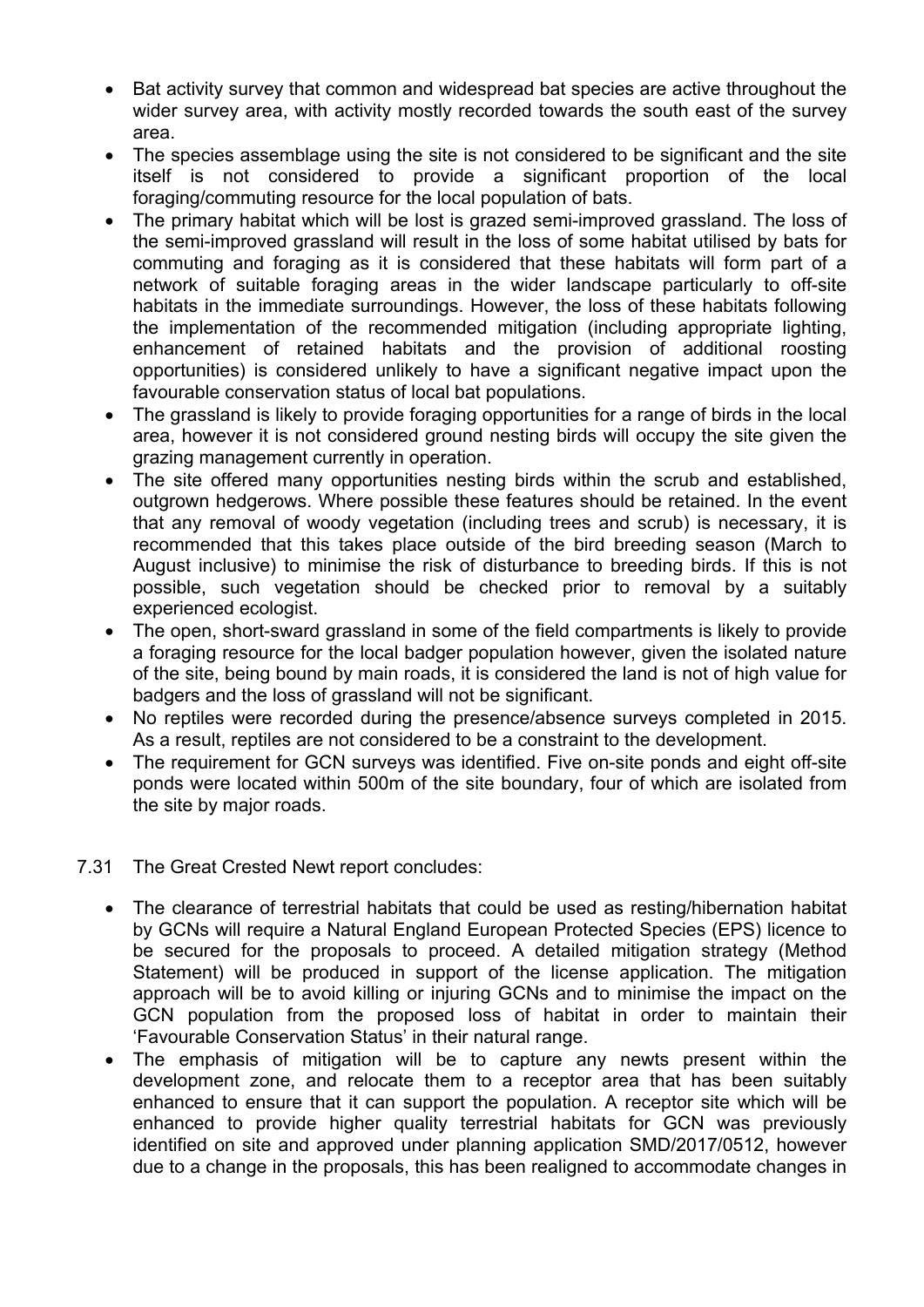- Bat activity survey that common and widespread bat species are active throughout the wider survey area, with activity mostly recorded towards the south east of the survey area.
- The species assemblage using the site is not considered to be significant and the site itself is not considered to provide a significant proportion of the local foraging/commuting resource for the local population of bats.
- The primary habitat which will be lost is grazed semi-improved grassland. The loss of the semi-improved grassland will result in the loss of some habitat utilised by bats for commuting and foraging as it is considered that these habitats will form part of a network of suitable foraging areas in the wider landscape particularly to off-site habitats in the immediate surroundings. However, the loss of these habitats following the implementation of the recommended mitigation (including appropriate lighting, enhancement of retained habitats and the provision of additional roosting opportunities) is considered unlikely to have a significant negative impact upon the favourable conservation status of local bat populations.
- The grassland is likely to provide foraging opportunities for a range of birds in the local area, however it is not considered ground nesting birds will occupy the site given the grazing management currently in operation.
- The site offered many opportunities nesting birds within the scrub and established, outgrown hedgerows. Where possible these features should be retained. In the event that any removal of woody vegetation (including trees and scrub) is necessary, it is recommended that this takes place outside of the bird breeding season (March to August inclusive) to minimise the risk of disturbance to breeding birds. If this is not possible, such vegetation should be checked prior to removal by a suitably experienced ecologist.
- The open, short-sward grassland in some of the field compartments is likely to provide a foraging resource for the local badger population however, given the isolated nature of the site, being bound by main roads, it is considered the land is not of high value for badgers and the loss of grassland will not be significant.
- No reptiles were recorded during the presence/absence surveys completed in 2015. As a result, reptiles are not considered to be a constraint to the development.
- The requirement for GCN surveys was identified. Five on-site ponds and eight off-site ponds were located within 500m of the site boundary, four of which are isolated from the site by major roads.

7.31 The Great Crested Newt report concludes:

- The clearance of terrestrial habitats that could be used as resting/hibernation habitat by GCNs will require a Natural England European Protected Species (EPS) licence to be secured for the proposals to proceed. A detailed mitigation strategy (Method Statement) will be produced in support of the license application. The mitigation approach will be to avoid killing or injuring GCNs and to minimise the impact on the GCN population from the proposed loss of habitat in order to maintain their 'Favourable Conservation Status' in their natural range.
- The emphasis of mitigation will be to capture any newts present within the development zone, and relocate them to a receptor area that has been suitably enhanced to ensure that it can support the population. A receptor site which will be enhanced to provide higher quality terrestrial habitats for GCN was previously identified on site and approved under planning application SMD/2017/0512, however due to a change in the proposals, this has been realigned to accommodate changes in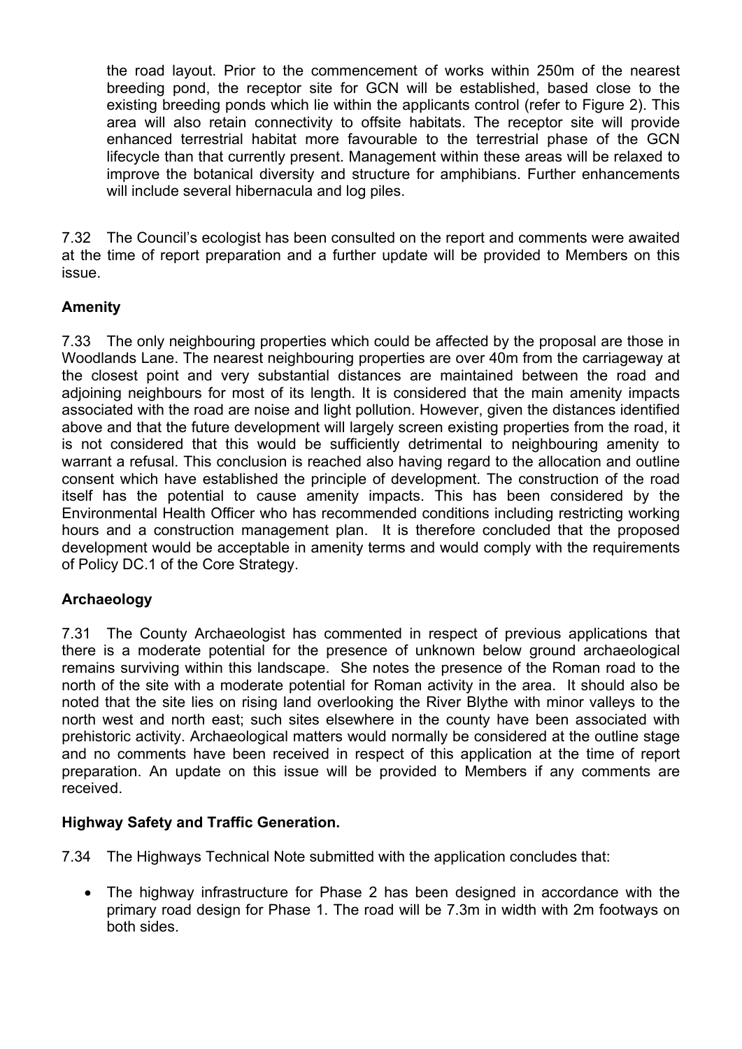the road layout. Prior to the commencement of works within 250m of the nearest breeding pond, the receptor site for GCN will be established, based close to the existing breeding ponds which lie within the applicants control (refer to Figure 2). This area will also retain connectivity to offsite habitats. The receptor site will provide enhanced terrestrial habitat more favourable to the terrestrial phase of the GCN lifecycle than that currently present. Management within these areas will be relaxed to improve the botanical diversity and structure for amphibians. Further enhancements will include several hibernacula and log piles.

7.32 The Council's ecologist has been consulted on the report and comments were awaited at the time of report preparation and a further update will be provided to Members on this issue.

**Amenity**

7.33 The only neighbouring properties which could be affected by the proposal are those in Woodlands Lane. The nearest neighbouring properties are over 40m from the carriageway at the closest point and very substantial distances are maintained between the road and adjoining neighbours for most of its length. It is considered that the main amenity impacts associated with the road are noise and light pollution. However, given the distances identified above and that the future development will largely screen existing properties from the road, it is not considered that this would be sufficiently detrimental to neighbouring amenity to warrant a refusal. This conclusion is reached also having regard to the allocation and outline consent which have established the principle of development. The construction of the road itself has the potential to cause amenity impacts. This has been considered by the Environmental Health Officer who has recommended conditions including restricting working hours and a construction management plan. It is therefore concluded that the proposed development would be acceptable in amenity terms and would comply with the requirements of Policy DC.1 of the Core Strategy.

**Archaeology**

7.31 The County Archaeologist has commented in respect of previous applications that there is a moderate potential for the presence of unknown below ground archaeological remains surviving within this landscape. She notes the presence of the Roman road to the north of the site with a moderate potential for Roman activity in the area. It should also be noted that the site lies on rising land overlooking the River Blythe with minor valleys to the north west and north east; such sites elsewhere in the county have been associated with prehistoric activity. Archaeological matters would normally be considered at the outline stage and no comments have been received in respect of this application at the time of report preparation. An update on this issue will be provided to Members if any comments are received.

**Highway Safety and Traffic Generation.**

7.34 The Highways Technical Note submitted with the application concludes that:

- The highway infrastructure for Phase 2 has been designed in accordance with the primary road design for Phase 1. The road will be 7.3m in width with 2m footways on both sides.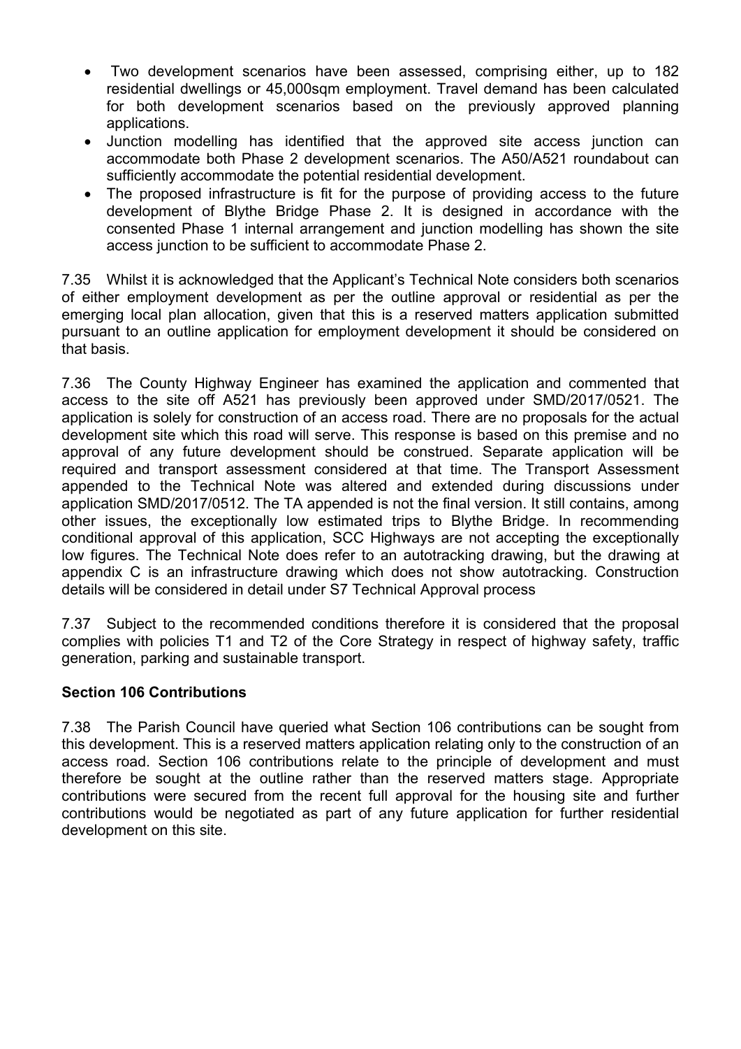- Two development scenarios have been assessed, comprising either, up to 182 residential dwellings or 45,000sqm employment. Travel demand has been calculated for both development scenarios based on the previously approved planning applications.
- Junction modelling has identified that the approved site access junction can accommodate both Phase 2 development scenarios. The A50/A521 roundabout can sufficiently accommodate the potential residential development.
- The proposed infrastructure is fit for the purpose of providing access to the future development of Blythe Bridge Phase 2. It is designed in accordance with the consented Phase 1 internal arrangement and junction modelling has shown the site access junction to be sufficient to accommodate Phase 2.

7.35 Whilst it is acknowledged that the Applicant's Technical Note considers both scenarios of either employment development as per the outline approval or residential as per the emerging local plan allocation, given that this is a reserved matters application submitted pursuant to an outline application for employment development it should be considered on that basis.

7.36 The County Highway Engineer has examined the application and commented that access to the site off A521 has previously been approved under SMD/2017/0521. The application is solely for construction of an access road. There are no proposals for the actual development site which this road will serve. This response is based on this premise and no approval of any future development should be construed. Separate application will be required and transport assessment considered at that time. The Transport Assessment appended to the Technical Note was altered and extended during discussions under application SMD/2017/0512. The TA appended is not the final version. It still contains, among other issues, the exceptionally low estimated trips to Blythe Bridge. In recommending conditional approval of this application, SCC Highways are not accepting the exceptionally low figures. The Technical Note does refer to an autotracking drawing, but the drawing at appendix C is an infrastructure drawing which does not show autotracking. Construction details will be considered in detail under S7 Technical Approval process

7.37 Subject to the recommended conditions therefore it is considered that the proposal complies with policies T1 and T2 of the Core Strategy in respect of highway safety, traffic generation, parking and sustainable transport.

**Section 106 Contributions**

7.38 The Parish Council have queried what Section 106 contributions can be sought from this development. This is a reserved matters application relating only to the construction of an access road. Section 106 contributions relate to the principle of development and must therefore be sought at the outline rather than the reserved matters stage. Appropriate contributions were secured from the recent full approval for the housing site and further contributions would be negotiated as part of any future application for further residential development on this site.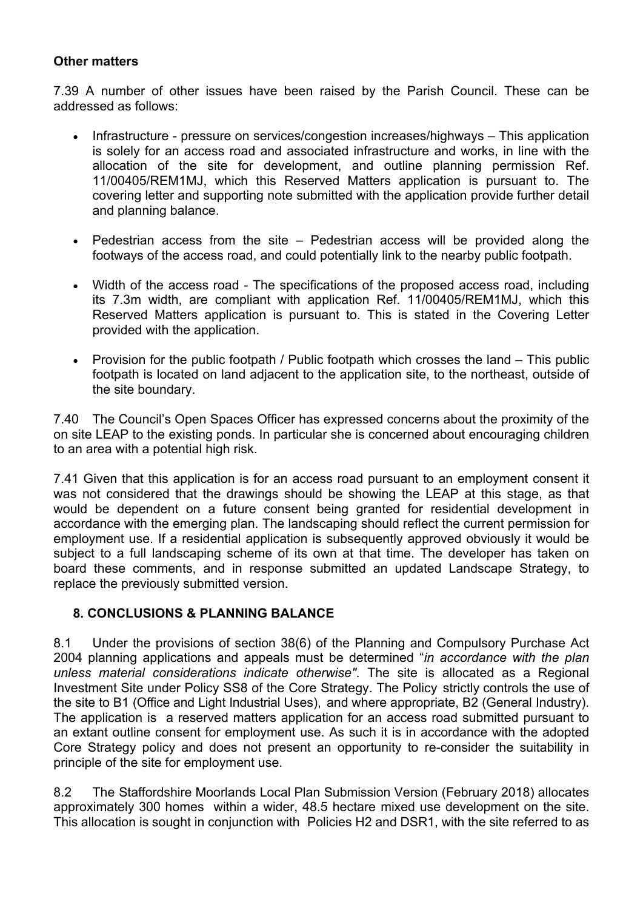**Other matters**

7.39 A number of other issues have been raised by the Parish Council. These can be addressed as follows:

- Infrastructure - pressure on services/congestion increases/highways – This application is solely for an access road and associated infrastructure and works, in line with the allocation of the site for development, and outline planning permission Ref. 11/00405/REM1MJ, which this Reserved Matters application is pursuant to. The covering letter and supporting note submitted with the application provide further detail and planning balance.
- Pedestrian access from the site – Pedestrian access will be provided along the footways of the access road, and could potentially link to the nearby public footpath.
- Width of the access road - The specifications of the proposed access road, including its 7.3m width, are compliant with application Ref. 11/00405/REM1MJ, which this Reserved Matters application is pursuant to. This is stated in the Covering Letter provided with the application.
- Provision for the public footpath / Public footpath which crosses the land – This public footpath is located on land adjacent to the application site, to the northeast, outside of the site boundary.

7.40 The Council's Open Spaces Officer has expressed concerns about the proximity of the on site LEAP to the existing ponds. In particular she is concerned about encouraging children to an area with a potential high risk.

7.41 Given that this application is for an access road pursuant to an employment consent it was not considered that the drawings should be showing the LEAP at this stage, as that would be dependent on a future consent being granted for residential development in accordance with the emerging plan. The landscaping should reflect the current permission for employment use. If a residential application is subsequently approved obviously it would be subject to a full landscaping scheme of its own at that time. The developer has taken on board these comments, and in response submitted an updated Landscape Strategy, to replace the previously submitted version.

## 8. CONCLUSIONS & PLANNING BALANCE

8.1 Under the provisions of section 38(6) of the Planning and Compulsory Purchase Act 2004 planning applications and appeals must be determined "*in accordance with the plan unless material considerations indicate otherwise"*. The site is allocated as a Regional Investment Site under Policy SS8 of the Core Strategy. The Policy strictly controls the use of the site to B1 (Office and Light Industrial Uses), and where appropriate, B2 (General Industry). The application is a reserved matters application for an access road submitted pursuant to an extant outline consent for employment use. As such it is in accordance with the adopted Core Strategy policy and does not present an opportunity to re-consider the suitability in principle of the site for employment use.

8.2 The Staffordshire Moorlands Local Plan Submission Version (February 2018) allocates approximately 300 homes within a wider, 48.5 hectare mixed use development on the site. This allocation is sought in conjunction with Policies H2 and DSR1, with the site referred to as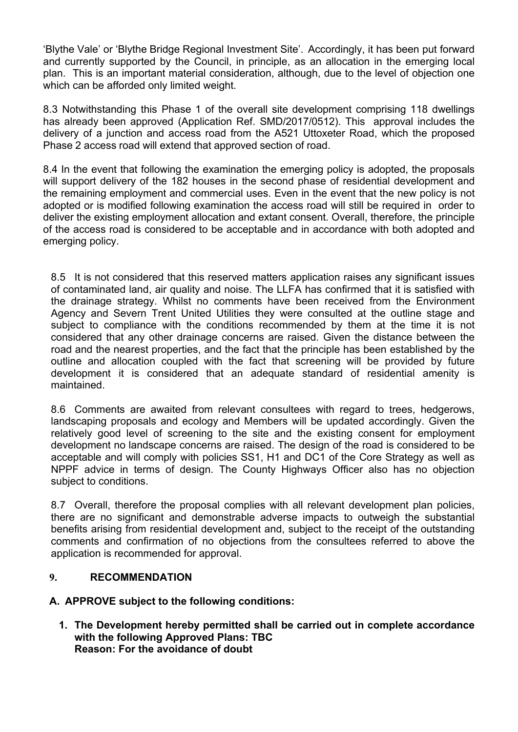'Blythe Vale' or 'Blythe Bridge Regional Investment Site'. Accordingly, it has been put forward and currently supported by the Council, in principle, as an allocation in the emerging local plan. This is an important material consideration, although, due to the level of objection one which can be afforded only limited weight.

8.3 Notwithstanding this Phase 1 of the overall site development comprising 118 dwellings has already been approved (Application Ref. SMD/2017/0512). This approval includes the delivery of a junction and access road from the A521 Uttoxeter Road, which the proposed Phase 2 access road will extend that approved section of road.

8.4 In the event that following the examination the emerging policy is adopted, the proposals will support delivery of the 182 houses in the second phase of residential development and the remaining employment and commercial uses. Even in the event that the new policy is not adopted or is modified following examination the access road will still be required in order to deliver the existing employment allocation and extant consent. Overall, therefore, the principle of the access road is considered to be acceptable and in accordance with both adopted and emerging policy.

8.5 It is not considered that this reserved matters application raises any significant issues of contaminated land, air quality and noise. The LLFA has confirmed that it is satisfied with the drainage strategy. Whilst no comments have been received from the Environment Agency and Severn Trent United Utilities they were consulted at the outline stage and subject to compliance with the conditions recommended by them at the time it is not considered that any other drainage concerns are raised. Given the distance between the road and the nearest properties, and the fact that the principle has been established by the outline and allocation coupled with the fact that screening will be provided by future development it is considered that an adequate standard of residential amenity is maintained.

8.6 Comments are awaited from relevant consultees with regard to trees, hedgerows, landscaping proposals and ecology and Members will be updated accordingly. Given the relatively good level of screening to the site and the existing consent for employment development no landscape concerns are raised. The design of the road is considered to be acceptable and will comply with policies SS1, H1 and DC1 of the Core Strategy as well as NPPF advice in terms of design. The County Highways Officer also has no objection subject to conditions.

8.7 Overall, therefore the proposal complies with all relevant development plan policies, there are no significant and demonstrable adverse impacts to outweigh the substantial benefits arising from residential development and, subject to the receipt of the outstanding comments and confirmation of no objections from the consultees referred to above the application is recommended for approval.

## 9. RECOMMENDATION

**A. APPROVE subject to the following conditions:**

1. **The Development hereby permitted shall be carried out in complete accordance with the following Approved Plans: TBC**
   **Reason: For the avoidance of doubt**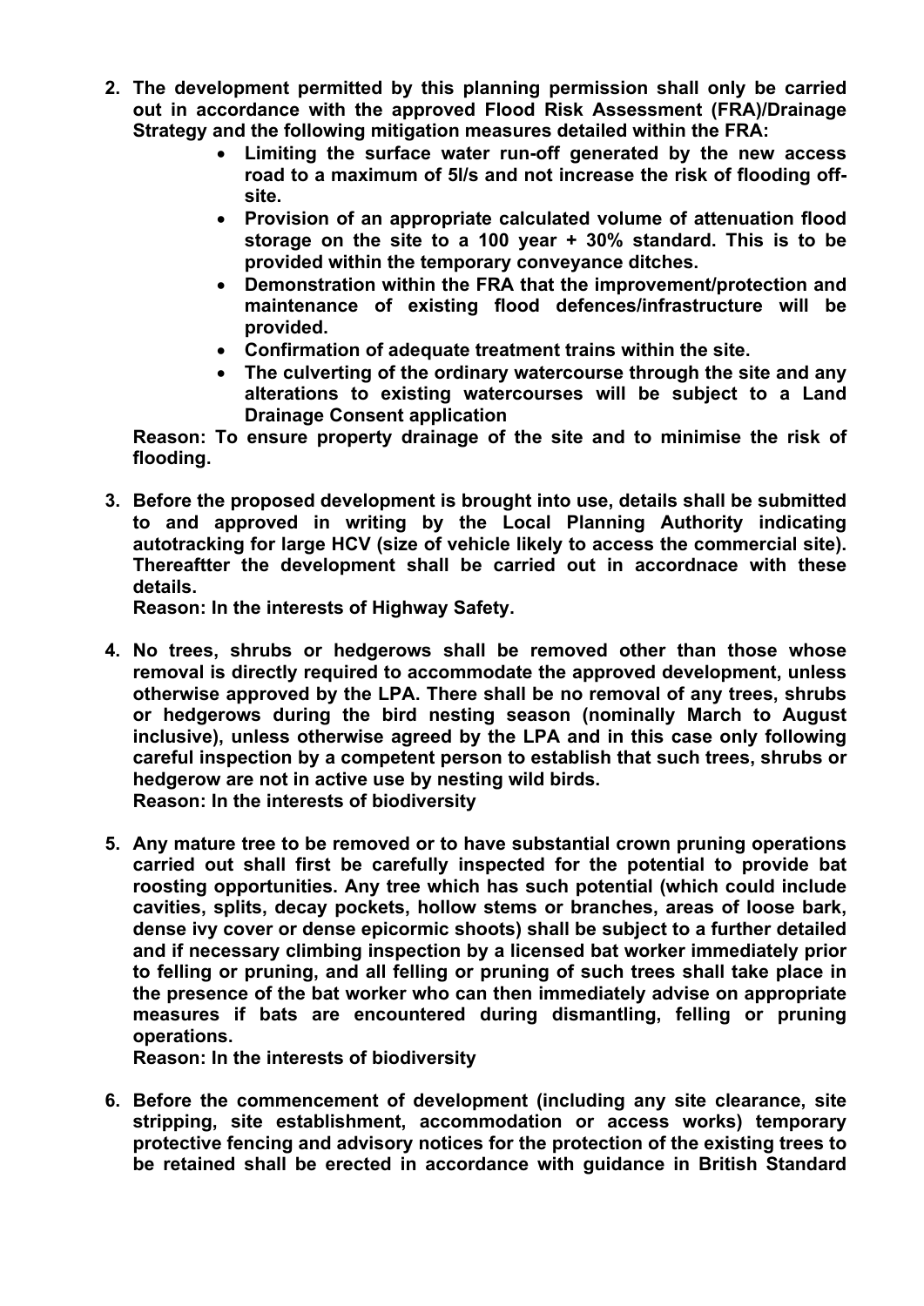2. **The development permitted by this planning permission shall only be carried out in accordance with the approved Flood Risk Assessment (FRA)/Drainage Strategy and the following mitigation measures detailed within the FRA:**
    - **Limiting the surface water run-off generated by the new access road to a maximum of 5l/s and not increase the risk of flooding off-site.**
    - **Provision of an appropriate calculated volume of attenuation flood storage on the site to a 100 year + 30% standard. This is to be provided within the temporary conveyance ditches.**
    - **Demonstration within the FRA that the improvement/protection and maintenance of existing flood defences/infrastructure will be provided.**
    - **Confirmation of adequate treatment trains within the site.**
    - **The culverting of the ordinary watercourse through the site and any alterations to existing watercourses will be subject to a Land Drainage Consent application**

    **Reason: To ensure property drainage of the site and to minimise the risk of flooding.**

3. **Before the proposed development is brought into use, details shall be submitted to and approved in writing by the Local Planning Authority indicating autotracking for large HCV (size of vehicle likely to access the commercial site). Thereaftter the development shall be carried out in accordnace with these details.**

    **Reason: In the interests of Highway Safety.**

4. **No trees, shrubs or hedgerows shall be removed other than those whose removal is directly required to accommodate the approved development, unless otherwise approved by the LPA. There shall be no removal of any trees, shrubs or hedgerows during the bird nesting season (nominally March to August inclusive), unless otherwise agreed by the LPA and in this case only following careful inspection by a competent person to establish that such trees, shrubs or hedgerow are not in active use by nesting wild birds.**

    **Reason: In the interests of biodiversity**

5. **Any mature tree to be removed or to have substantial crown pruning operations carried out shall first be carefully inspected for the potential to provide bat roosting opportunities. Any tree which has such potential (which could include cavities, splits, decay pockets, hollow stems or branches, areas of loose bark, dense ivy cover or dense epicormic shoots) shall be subject to a further detailed and if necessary climbing inspection by a licensed bat worker immediately prior to felling or pruning, and all felling or pruning of such trees shall take place in the presence of the bat worker who can then immediately advise on appropriate measures if bats are encountered during dismantling, felling or pruning operations.**

    **Reason: In the interests of biodiversity**

6. **Before the commencement of development (including any site clearance, site stripping, site establishment, accommodation or access works) temporary protective fencing and advisory notices for the protection of the existing trees to be retained shall be erected in accordance with guidance in British Standard**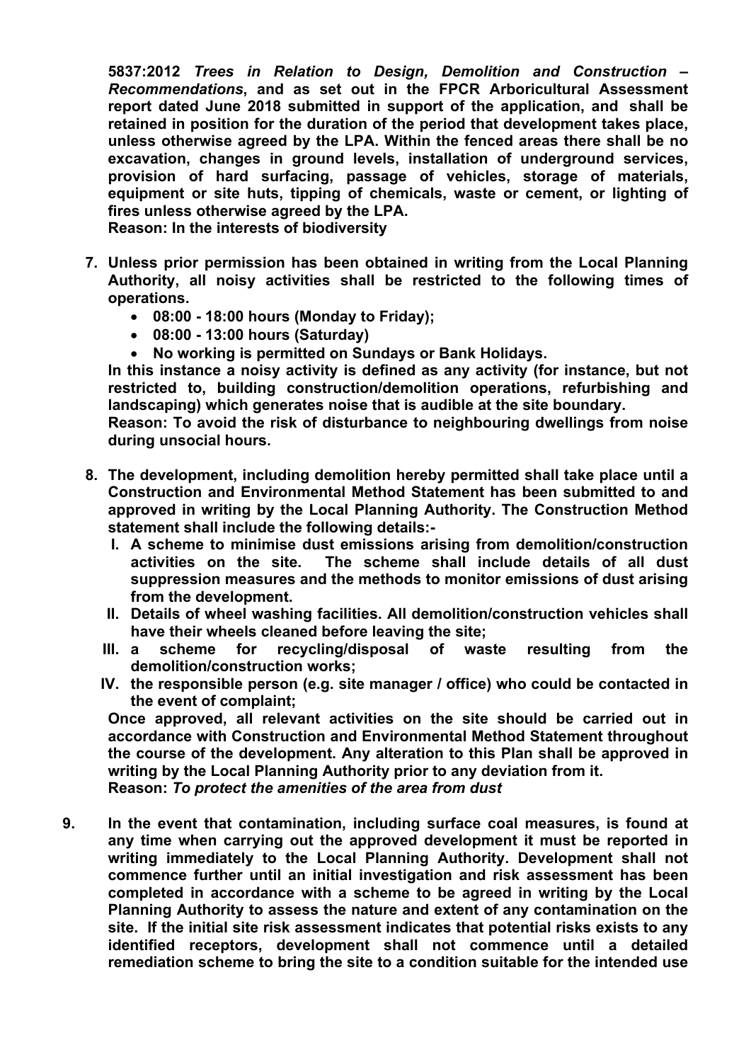**5837:2012 *Trees in Relation to Design, Demolition and Construction – Recommendations*, and as set out in the FPCR Arboricultural Assessment report dated June 2018 submitted in support of the application, and shall be retained in position for the duration of the period that development takes place, unless otherwise agreed by the LPA. Within the fenced areas there shall be no excavation, changes in ground levels, installation of underground services, provision of hard surfacing, passage of vehicles, storage of materials, equipment or site huts, tipping of chemicals, waste or cement, or lighting of fires unless otherwise agreed by the LPA.**
**Reason: In the interests of biodiversity**

7. **Unless prior permission has been obtained in writing from the Local Planning Authority, all noisy activities shall be restricted to the following times of operations.**
   - **08:00 - 18:00 hours (Monday to Friday);**
   - **08:00 - 13:00 hours (Saturday)**
   - **No working is permitted on Sundays or Bank Holidays.**

   **In this instance a noisy activity is defined as any activity (for instance, but not restricted to, building construction/demolition operations, refurbishing and landscaping) which generates noise that is audible at the site boundary.**
   **Reason: To avoid the risk of disturbance to neighbouring dwellings from noise during unsocial hours.**

8. **The development, including demolition hereby permitted shall take place until a Construction and Environmental Method Statement has been submitted to and approved in writing by the Local Planning Authority. The Construction Method statement shall include the following details:-**
   I. **A scheme to minimise dust emissions arising from demolition/construction activities on the site. The scheme shall include details of all dust suppression measures and the methods to monitor emissions of dust arising from the development.**
   II. **Details of wheel washing facilities. All demolition/construction vehicles shall have their wheels cleaned before leaving the site;**
   III. **a scheme for recycling/disposal of waste resulting from the demolition/construction works;**
   IV. **the responsible person (e.g. site manager / office) who could be contacted in the event of complaint;**

   **Once approved, all relevant activities on the site should be carried out in accordance with Construction and Environmental Method Statement throughout the course of the development. Any alteration to this Plan shall be approved in writing by the Local Planning Authority prior to any deviation from it.**
   **Reason:** ***To protect the amenities of the area from dust***

9. **In the event that contamination, including surface coal measures, is found at any time when carrying out the approved development it must be reported in writing immediately to the Local Planning Authority. Development shall not commence further until an initial investigation and risk assessment has been completed in accordance with a scheme to be agreed in writing by the Local Planning Authority to assess the nature and extent of any contamination on the site. If the initial site risk assessment indicates that potential risks exists to any identified receptors, development shall not commence until a detailed remediation scheme to bring the site to a condition suitable for the intended use**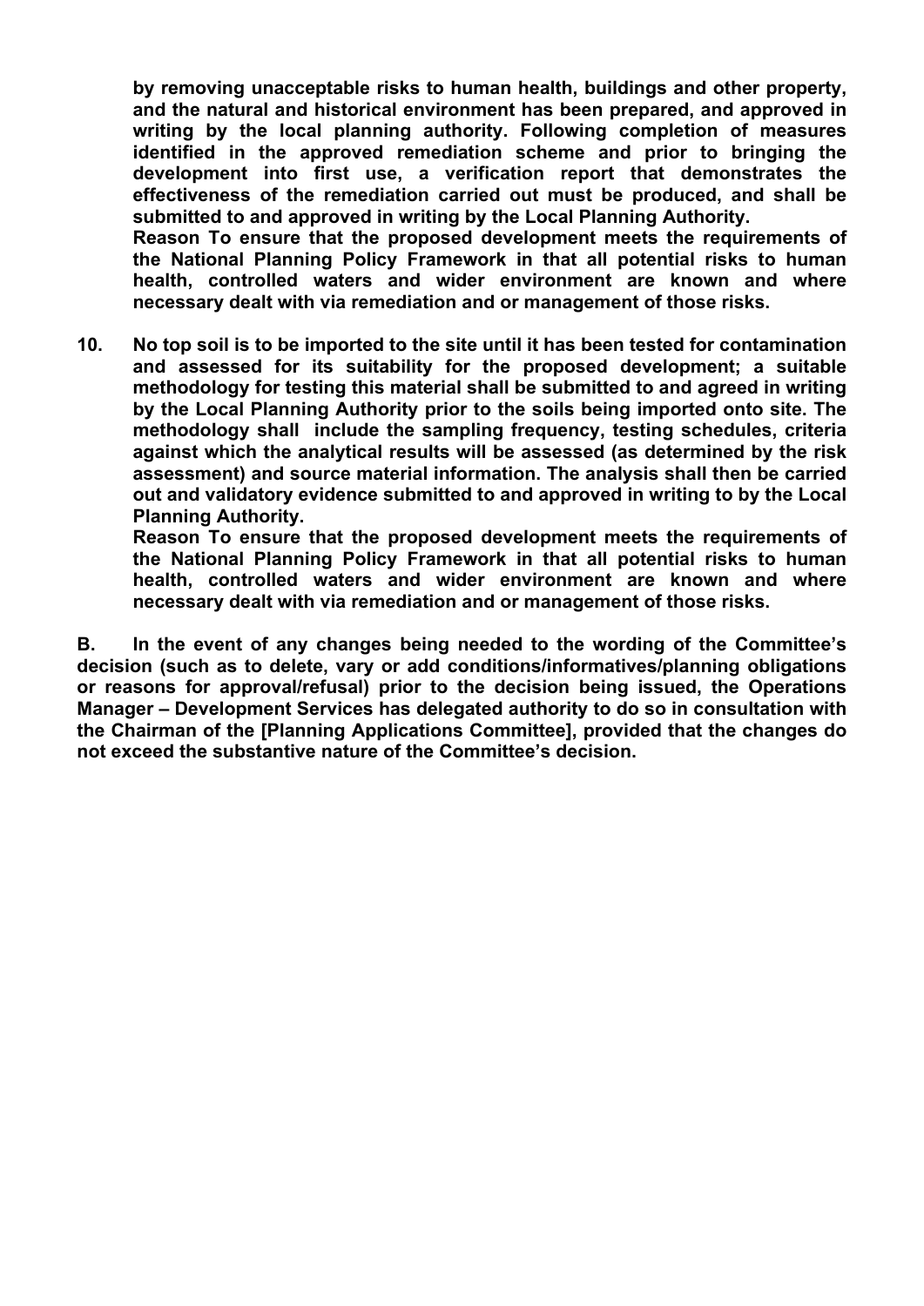**by removing unacceptable risks to human health, buildings and other property, and the natural and historical environment has been prepared, and approved in writing by the local planning authority. Following completion of measures identified in the approved remediation scheme and prior to bringing the development into first use, a verification report that demonstrates the effectiveness of the remediation carried out must be produced, and shall be submitted to and approved in writing by the Local Planning Authority.**

**Reason To ensure that the proposed development meets the requirements of the National Planning Policy Framework in that all potential risks to human health, controlled waters and wider environment are known and where necessary dealt with via remediation and or management of those risks.**

**10. No top soil is to be imported to the site until it has been tested for contamination and assessed for its suitability for the proposed development; a suitable methodology for testing this material shall be submitted to and agreed in writing by the Local Planning Authority prior to the soils being imported onto site. The methodology shall include the sampling frequency, testing schedules, criteria against which the analytical results will be assessed (as determined by the risk assessment) and source material information. The analysis shall then be carried out and validatory evidence submitted to and approved in writing to by the Local Planning Authority.**

**Reason To ensure that the proposed development meets the requirements of the National Planning Policy Framework in that all potential risks to human health, controlled waters and wider environment are known and where necessary dealt with via remediation and or management of those risks.**

**B. In the event of any changes being needed to the wording of the Committee's decision (such as to delete, vary or add conditions/informatives/planning obligations or reasons for approval/refusal) prior to the decision being issued, the Operations Manager – Development Services has delegated authority to do so in consultation with the Chairman of the [Planning Applications Committee], provided that the changes do not exceed the substantive nature of the Committee's decision.**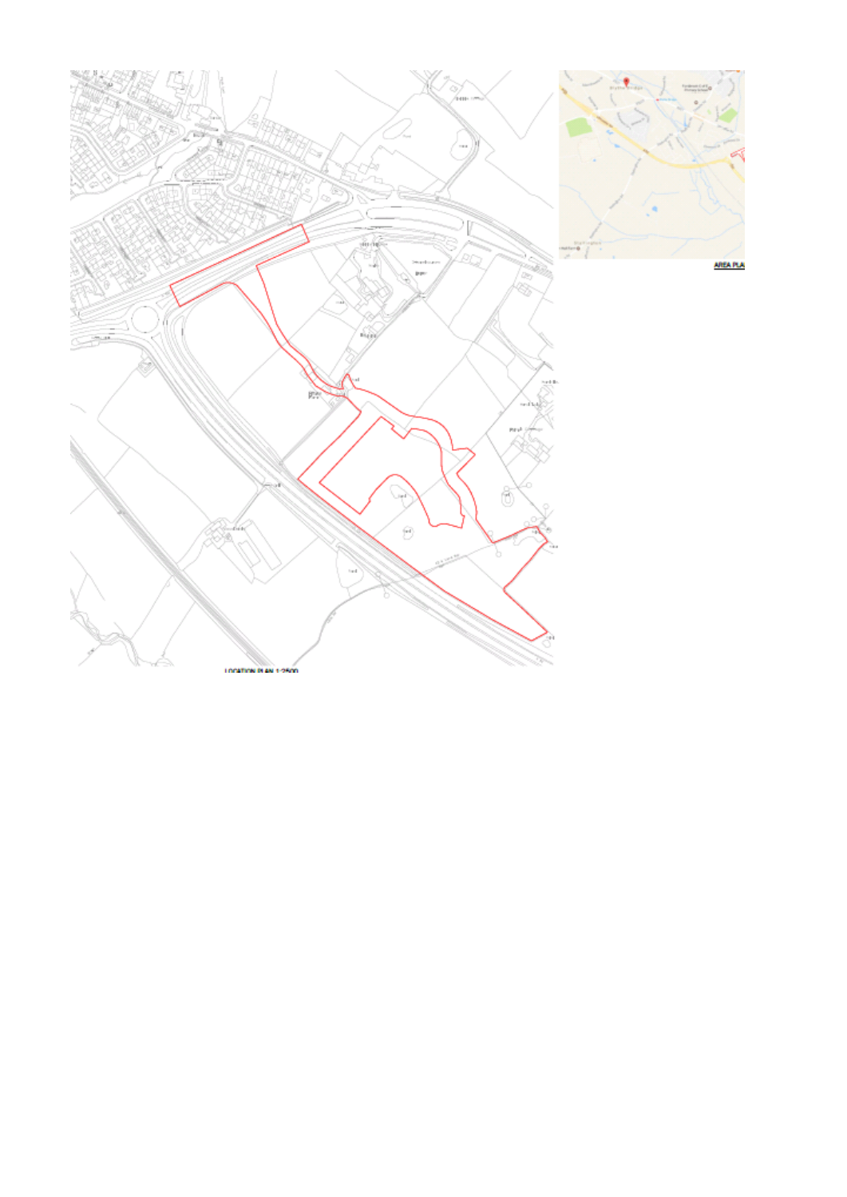LOCATION PLAN 1:2500

AREA PLAN